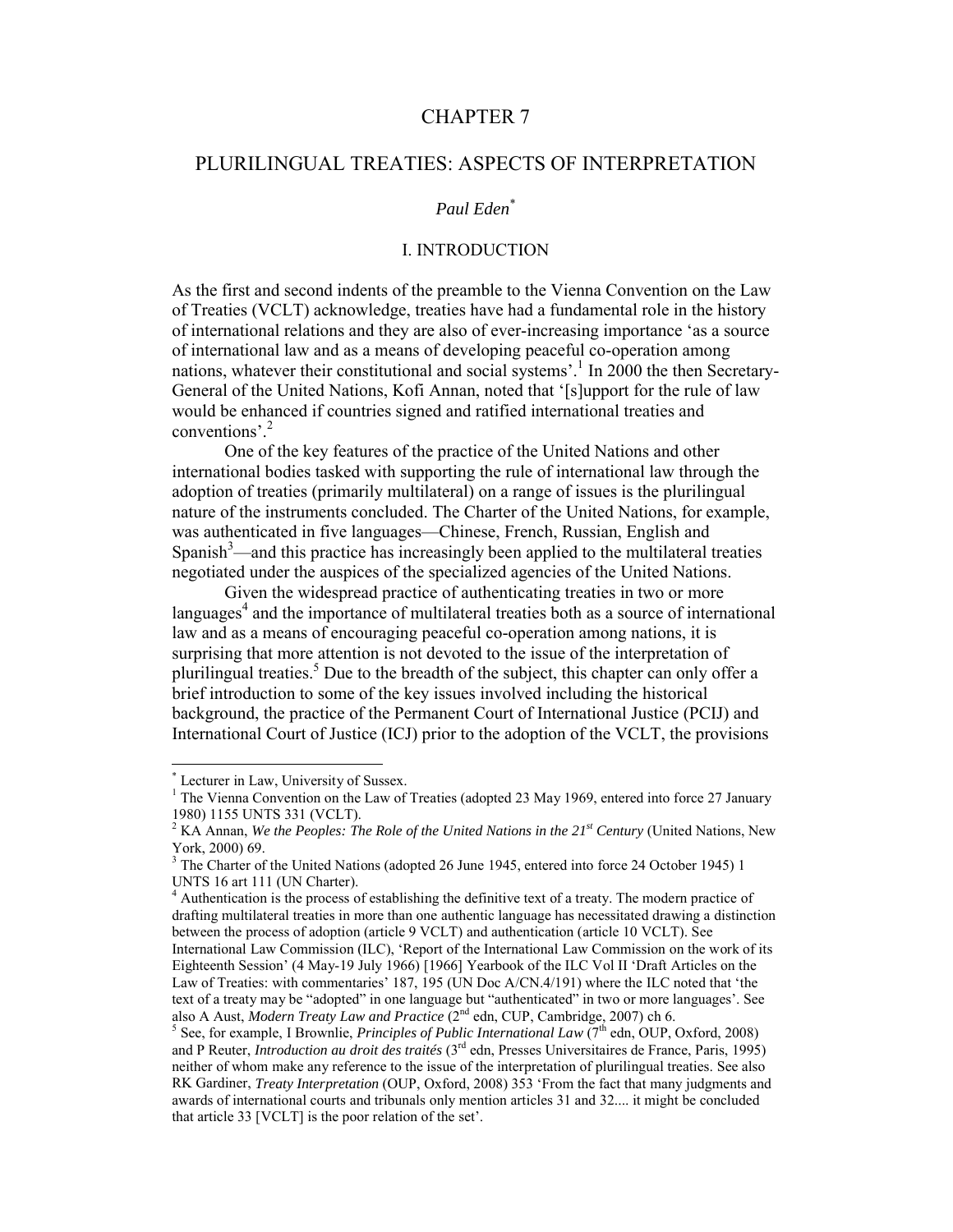# CHAPTER 7

# PLURILINGUAL TREATIES: ASPECTS OF INTERPRETATION

*Paul Eden*[*]

## I. INTRODUCTION

As the first and second indents of the preamble to the Vienna Convention on the Law of Treaties (VCLT) acknowledge, treaties have had a fundamental role in the history of international relations and they are also of ever-increasing importance 'as a source of international law and as a means of developing peaceful co-operation among nations, whatever their constitutional and social systems'.[1] In 2000 the then Secretary-General of the United Nations, Kofi Annan, noted that '[s]upport for the rule of law would be enhanced if countries signed and ratified international treaties and conventions'.[2]

One of the key features of the practice of the United Nations and other international bodies tasked with supporting the rule of international law through the adoption of treaties (primarily multilateral) on a range of issues is the plurilingual nature of the instruments concluded. The Charter of the United Nations, for example, was authenticated in five languages—Chinese, French, Russian, English and Spanish[3]—and this practice has increasingly been applied to the multilateral treaties negotiated under the auspices of the specialized agencies of the United Nations.

Given the widespread practice of authenticating treaties in two or more languages[4] and the importance of multilateral treaties both as a source of international law and as a means of encouraging peaceful co-operation among nations, it is surprising that more attention is not devoted to the issue of the interpretation of plurilingual treaties.[5] Due to the breadth of the subject, this chapter can only offer a brief introduction to some of the key issues involved including the historical background, the practice of the Permanent Court of International Justice (PCIJ) and International Court of Justice (ICJ) prior to the adoption of the VCLT, the provisions

---

[*] Lecturer in Law, University of Sussex.

[1] The Vienna Convention on the Law of Treaties (adopted 23 May 1969, entered into force 27 January 1980) 1155 UNTS 331 (VCLT).

[2] KA Annan, *We the Peoples: The Role of the United Nations in the 21st Century* (United Nations, New York, 2000) 69.

[3] The Charter of the United Nations (adopted 26 June 1945, entered into force 24 October 1945) 1 UNTS 16 art 111 (UN Charter).

[4] Authentication is the process of establishing the definitive text of a treaty. The modern practice of drafting multilateral treaties in more than one authentic language has necessitated drawing a distinction between the process of adoption (article 9 VCLT) and authentication (article 10 VCLT). See International Law Commission (ILC), 'Report of the International Law Commission on the work of its Eighteenth Session' (4 May-19 July 1966) [1966] Yearbook of the ILC Vol II 'Draft Articles on the Law of Treaties: with commentaries' 187, 195 (UN Doc A/CN.4/191) where the ILC noted that 'the text of a treaty may be "adopted" in one language but "authenticated" in two or more languages'. See also A Aust, *Modern Treaty Law and Practice* (2nd edn, CUP, Cambridge, 2007) ch 6.

[5] See, for example, I Brownlie, *Principles of Public International Law* (7th edn, OUP, Oxford, 2008) and P Reuter, *Introduction au droit des traités* (3rd edn, Presses Universitaires de France, Paris, 1995) neither of whom make any reference to the issue of the interpretation of plurilingual treaties. See also RK Gardiner, *Treaty Interpretation* (OUP, Oxford, 2008) 353 'From the fact that many judgments and awards of international courts and tribunals only mention articles 31 and 32.... it might be concluded that article 33 [VCLT] is the poor relation of the set'.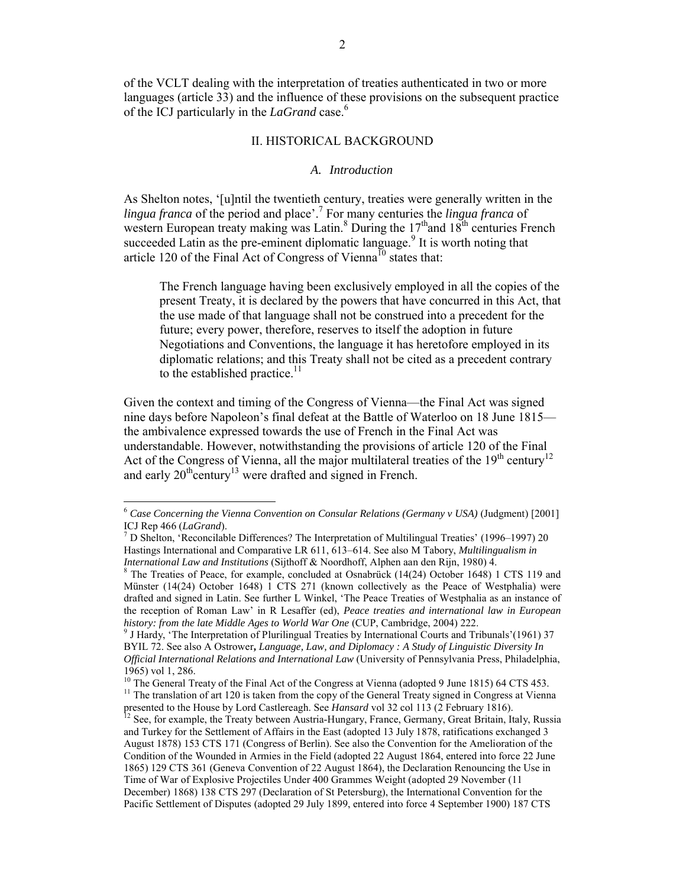of the VCLT dealing with the interpretation of treaties authenticated in two or more languages (article 33) and the influence of these provisions on the subsequent practice of the ICJ particularly in the *LaGrand* case.[6]

## II. HISTORICAL BACKGROUND

### *A. Introduction*

As Shelton notes, '[u]ntil the twentieth century, treaties were generally written in the *lingua franca* of the period and place'.[7] For many centuries the *lingua franca* of western European treaty making was Latin.[8] During the 17th and 18th centuries French succeeded Latin as the pre-eminent diplomatic language.[9] It is worth noting that article 120 of the Final Act of Congress of Vienna[10] states that:

> The French language having been exclusively employed in all the copies of the present Treaty, it is declared by the powers that have concurred in this Act, that the use made of that language shall not be construed into a precedent for the future; every power, therefore, reserves to itself the adoption in future Negotiations and Conventions, the language it has heretofore employed in its diplomatic relations; and this Treaty shall not be cited as a precedent contrary to the established practice.[11]

Given the context and timing of the Congress of Vienna—the Final Act was signed nine days before Napoleon's final defeat at the Battle of Waterloo on 18 June 1815—the ambivalence expressed towards the use of French in the Final Act was understandable. However, notwithstanding the provisions of article 120 of the Final Act of the Congress of Vienna, all the major multilateral treaties of the 19th century[12] and early 20th century[13] were drafted and signed in French.

---

[6] *Case Concerning the Vienna Convention on Consular Relations (Germany v USA)* (Judgment) [2001] ICJ Rep 466 (*LaGrand*).

[7] D Shelton, 'Reconcilable Differences? The Interpretation of Multilingual Treaties' (1996–1997) 20 Hastings International and Comparative LR 611, 613–614. See also M Tabory, *Multilingualism in International Law and Institutions* (Sijthoff & Noordhoff, Alphen aan den Rijn, 1980) 4.

[8] The Treaties of Peace, for example, concluded at Osnabrück (14(24) October 1648) 1 CTS 119 and Münster (14(24) October 1648) 1 CTS 271 (known collectively as the Peace of Westphalia) were drafted and signed in Latin. See further L Winkel, 'The Peace Treaties of Westphalia as an instance of the reception of Roman Law' in R Lesaffer (ed), *Peace treaties and international law in European history: from the late Middle Ages to World War One* (CUP, Cambridge, 2004) 222.

[9] J Hardy, 'The Interpretation of Plurilingual Treaties by International Courts and Tribunals'(1961) 37 BYIL 72. See also A Ostrower, *Language, Law, and Diplomacy : A Study of Linguistic Diversity In Official International Relations and International Law* (University of Pennsylvania Press, Philadelphia, 1965) vol 1, 286.

[10] The General Treaty of the Final Act of the Congress at Vienna (adopted 9 June 1815) 64 CTS 453.

[11] The translation of art 120 is taken from the copy of the General Treaty signed in Congress at Vienna presented to the House by Lord Castlereagh. See *Hansard* vol 32 col 113 (2 February 1816).

[12] See, for example, the Treaty between Austria-Hungary, France, Germany, Great Britain, Italy, Russia and Turkey for the Settlement of Affairs in the East (adopted 13 July 1878, ratifications exchanged 3 August 1878) 153 CTS 171 (Congress of Berlin). See also the Convention for the Amelioration of the Condition of the Wounded in Armies in the Field (adopted 22 August 1864, entered into force 22 June 1865) 129 CTS 361 (Geneva Convention of 22 August 1864), the Declaration Renouncing the Use in Time of War of Explosive Projectiles Under 400 Grammes Weight (adopted 29 November (11 December) 1868) 138 CTS 297 (Declaration of St Petersburg), the International Convention for the Pacific Settlement of Disputes (adopted 29 July 1899, entered into force 4 September 1900) 187 CTS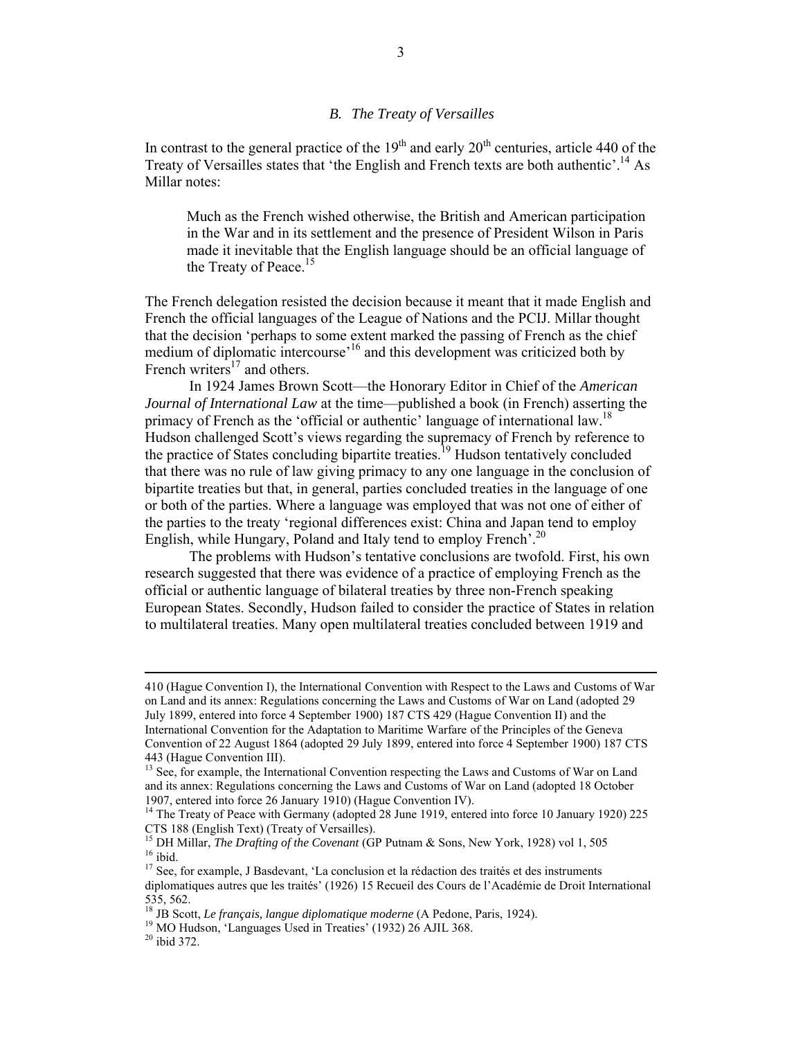### *B. The Treaty of Versailles*

In contrast to the general practice of the 19th and early 20th centuries, article 440 of the Treaty of Versailles states that 'the English and French texts are both authentic'.[14] As Millar notes:

> Much as the French wished otherwise, the British and American participation in the War and in its settlement and the presence of President Wilson in Paris made it inevitable that the English language should be an official language of the Treaty of Peace.[15]

The French delegation resisted the decision because it meant that it made English and French the official languages of the League of Nations and the PCIJ. Millar thought that the decision 'perhaps to some extent marked the passing of French as the chief medium of diplomatic intercourse'[16] and this development was criticized both by French writers[17] and others.

In 1924 James Brown Scott—the Honorary Editor in Chief of the *American Journal of International Law* at the time—published a book (in French) asserting the primacy of French as the 'official or authentic' language of international law.[18] Hudson challenged Scott's views regarding the supremacy of French by reference to the practice of States concluding bipartite treaties.[19] Hudson tentatively concluded that there was no rule of law giving primacy to any one language in the conclusion of bipartite treaties but that, in general, parties concluded treaties in the language of one or both of the parties. Where a language was employed that was not one of either of the parties to the treaty 'regional differences exist: China and Japan tend to employ English, while Hungary, Poland and Italy tend to employ French'.[20]

The problems with Hudson's tentative conclusions are twofold. First, his own research suggested that there was evidence of a practice of employing French as the official or authentic language of bilateral treaties by three non-French speaking European States. Secondly, Hudson failed to consider the practice of States in relation to multilateral treaties. Many open multilateral treaties concluded between 1919 and

---

410 (Hague Convention I), the International Convention with Respect to the Laws and Customs of War on Land and its annex: Regulations concerning the Laws and Customs of War on Land (adopted 29 July 1899, entered into force 4 September 1900) 187 CTS 429 (Hague Convention II) and the International Convention for the Adaptation to Maritime Warfare of the Principles of the Geneva Convention of 22 August 1864 (adopted 29 July 1899, entered into force 4 September 1900) 187 CTS 443 (Hague Convention III).

[13] See, for example, the International Convention respecting the Laws and Customs of War on Land and its annex: Regulations concerning the Laws and Customs of War on Land (adopted 18 October 1907, entered into force 26 January 1910) (Hague Convention IV).

[14] The Treaty of Peace with Germany (adopted 28 June 1919, entered into force 10 January 1920) 225 CTS 188 (English Text) (Treaty of Versailles).

[15] DH Millar, *The Drafting of the Covenant* (GP Putnam & Sons, New York, 1928) vol 1, 505

[16] ibid.

[17] See, for example, J Basdevant, 'La conclusion et la rédaction des traités et des instruments diplomatiques autres que les traités' (1926) 15 Recueil des Cours de l'Académie de Droit International 535, 562.

[18] JB Scott, *Le français, langue diplomatique moderne* (A Pedone, Paris, 1924).

[19] MO Hudson, 'Languages Used in Treaties' (1932) 26 AJIL 368.

[20] ibid 372.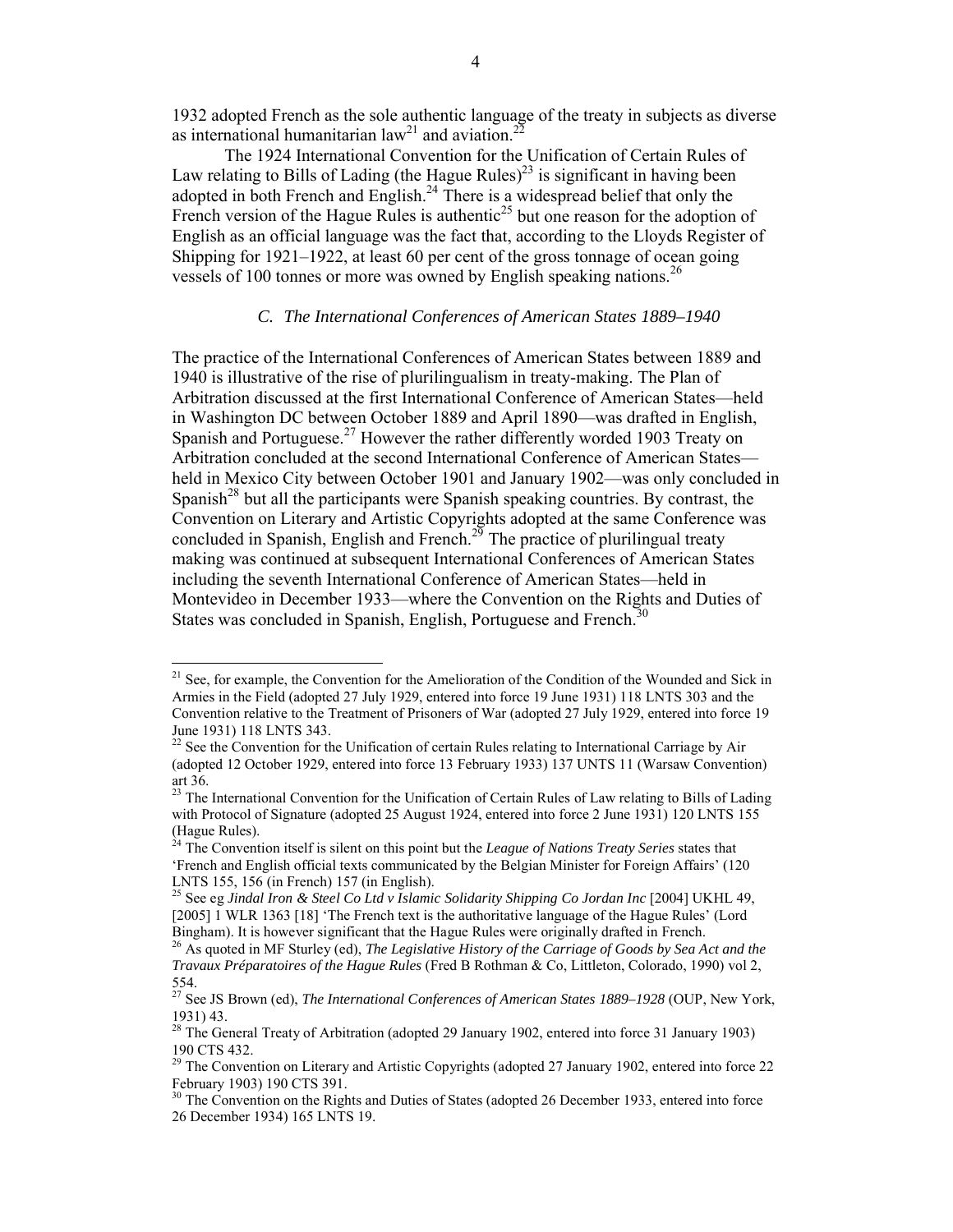1932 adopted French as the sole authentic language of the treaty in subjects as diverse as international humanitarian law[21] and aviation.[22]

The 1924 International Convention for the Unification of Certain Rules of Law relating to Bills of Lading (the Hague Rules)[23] is significant in having been adopted in both French and English.[24] There is a widespread belief that only the French version of the Hague Rules is authentic[25] but one reason for the adoption of English as an official language was the fact that, according to the Lloyds Register of Shipping for 1921–1922, at least 60 per cent of the gross tonnage of ocean going vessels of 100 tonnes or more was owned by English speaking nations.[26]

### *C. The International Conferences of American States 1889–1940*

The practice of the International Conferences of American States between 1889 and 1940 is illustrative of the rise of plurilingualism in treaty-making. The Plan of Arbitration discussed at the first International Conference of American States—held in Washington DC between October 1889 and April 1890—was drafted in English, Spanish and Portuguese.[27] However the rather differently worded 1903 Treaty on Arbitration concluded at the second International Conference of American States—held in Mexico City between October 1901 and January 1902—was only concluded in Spanish[28] but all the participants were Spanish speaking countries. By contrast, the Convention on Literary and Artistic Copyrights adopted at the same Conference was concluded in Spanish, English and French.[29] The practice of plurilingual treaty making was continued at subsequent International Conferences of American States including the seventh International Conference of American States—held in Montevideo in December 1933—where the Convention on the Rights and Duties of States was concluded in Spanish, English, Portuguese and French.[30]

---

[21] See, for example, the Convention for the Amelioration of the Condition of the Wounded and Sick in Armies in the Field (adopted 27 July 1929, entered into force 19 June 1931) 118 LNTS 303 and the Convention relative to the Treatment of Prisoners of War (adopted 27 July 1929, entered into force 19 June 1931) 118 LNTS 343.

[22] See the Convention for the Unification of certain Rules relating to International Carriage by Air (adopted 12 October 1929, entered into force 13 February 1933) 137 UNTS 11 (Warsaw Convention) art 36.

[23] The International Convention for the Unification of Certain Rules of Law relating to Bills of Lading with Protocol of Signature (adopted 25 August 1924, entered into force 2 June 1931) 120 LNTS 155 (Hague Rules).

[24] The Convention itself is silent on this point but the *League of Nations Treaty Series* states that 'French and English official texts communicated by the Belgian Minister for Foreign Affairs' (120 LNTS 155, 156 (in French) 157 (in English).

[25] See eg *Jindal Iron & Steel Co Ltd v Islamic Solidarity Shipping Co Jordan Inc* [2004] UKHL 49, [2005] 1 WLR 1363 [18] 'The French text is the authoritative language of the Hague Rules' (Lord Bingham). It is however significant that the Hague Rules were originally drafted in French.

[26] As quoted in MF Sturley (ed), *The Legislative History of the Carriage of Goods by Sea Act and the Travaux Préparatoires of the Hague Rules* (Fred B Rothman & Co, Littleton, Colorado, 1990) vol 2, 554.

[27] See JS Brown (ed), *The International Conferences of American States 1889–1928* (OUP, New York, 1931) 43.

[28] The General Treaty of Arbitration (adopted 29 January 1902, entered into force 31 January 1903) 190 CTS 432.

[29] The Convention on Literary and Artistic Copyrights (adopted 27 January 1902, entered into force 22 February 1903) 190 CTS 391.

[30] The Convention on the Rights and Duties of States (adopted 26 December 1933, entered into force 26 December 1934) 165 LNTS 19.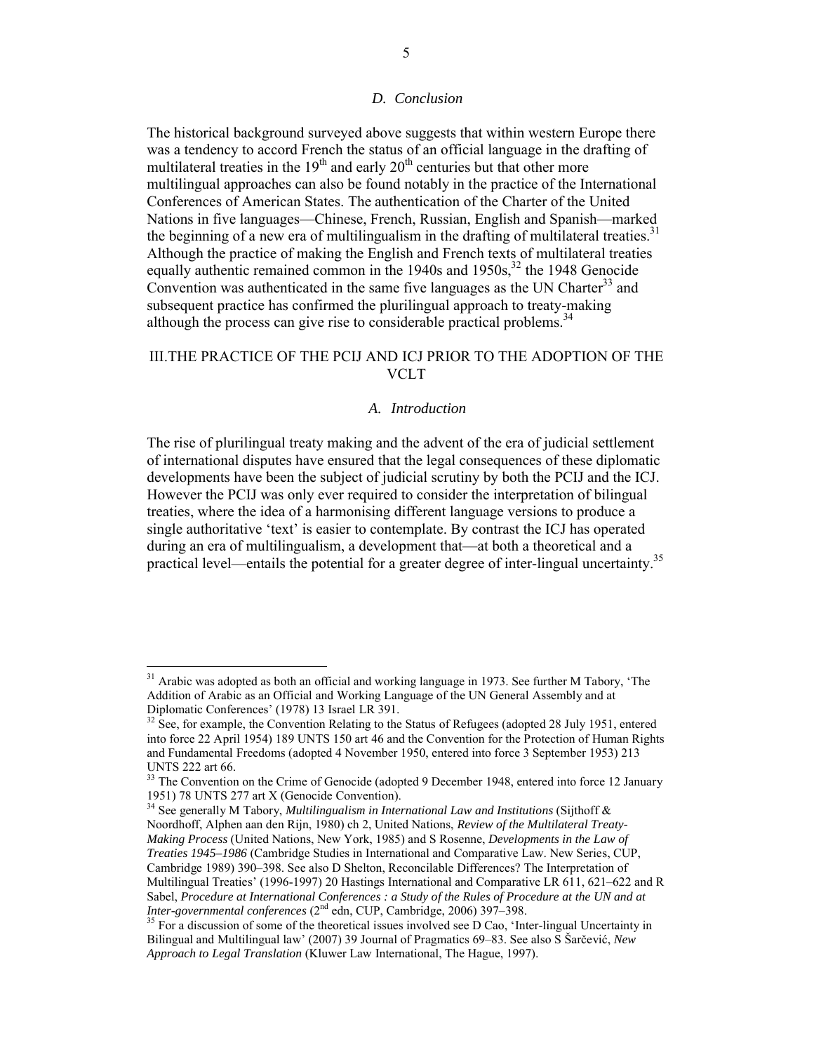### *D. Conclusion*

The historical background surveyed above suggests that within western Europe there was a tendency to accord French the status of an official language in the drafting of multilateral treaties in the 19th and early 20th centuries but that other more multilingual approaches can also be found notably in the practice of the International Conferences of American States. The authentication of the Charter of the United Nations in five languages—Chinese, French, Russian, English and Spanish—marked the beginning of a new era of multilingualism in the drafting of multilateral treaties.[31] Although the practice of making the English and French texts of multilateral treaties equally authentic remained common in the 1940s and 1950s,[32] the 1948 Genocide Convention was authenticated in the same five languages as the UN Charter[33] and subsequent practice has confirmed the plurilingual approach to treaty-making although the process can give rise to considerable practical problems.[34]

## III. THE PRACTICE OF THE PCIJ AND ICJ PRIOR TO THE ADOPTION OF THE VCLT

### *A. Introduction*

The rise of plurilingual treaty making and the advent of the era of judicial settlement of international disputes have ensured that the legal consequences of these diplomatic developments have been the subject of judicial scrutiny by both the PCIJ and the ICJ. However the PCIJ was only ever required to consider the interpretation of bilingual treaties, where the idea of a harmonising different language versions to produce a single authoritative 'text' is easier to contemplate. By contrast the ICJ has operated during an era of multilingualism, a development that—at both a theoretical and a practical level—entails the potential for a greater degree of inter-lingual uncertainty.[35]

---

[31] Arabic was adopted as both an official and working language in 1973. See further M Tabory, 'The Addition of Arabic as an Official and Working Language of the UN General Assembly and at Diplomatic Conferences' (1978) 13 Israel LR 391.

[32] See, for example, the Convention Relating to the Status of Refugees (adopted 28 July 1951, entered into force 22 April 1954) 189 UNTS 150 art 46 and the Convention for the Protection of Human Rights and Fundamental Freedoms (adopted 4 November 1950, entered into force 3 September 1953) 213 UNTS 222 art 66.

[33] The Convention on the Crime of Genocide (adopted 9 December 1948, entered into force 12 January 1951) 78 UNTS 277 art X (Genocide Convention).

[34] See generally M Tabory, *Multilingualism in International Law and Institutions* (Sijthoff & Noordhoff, Alphen aan den Rijn, 1980) ch 2, United Nations, *Review of the Multilateral Treaty-Making Process* (United Nations, New York, 1985) and S Rosenne, *Developments in the Law of Treaties 1945–1986* (Cambridge Studies in International and Comparative Law. New Series, CUP, Cambridge 1989) 390–398. See also D Shelton, Reconcilable Differences? The Interpretation of Multilingual Treaties' (1996-1997) 20 Hastings International and Comparative LR 611, 621–622 and R Sabel, *Procedure at International Conferences : a Study of the Rules of Procedure at the UN and at Inter-governmental conferences* (2nd edn, CUP, Cambridge, 2006) 397–398.

[35] For a discussion of some of the theoretical issues involved see D Cao, 'Inter-lingual Uncertainty in Bilingual and Multilingual law' (2007) 39 Journal of Pragmatics 69–83. See also S Šarčević, *New Approach to Legal Translation* (Kluwer Law International, The Hague, 1997).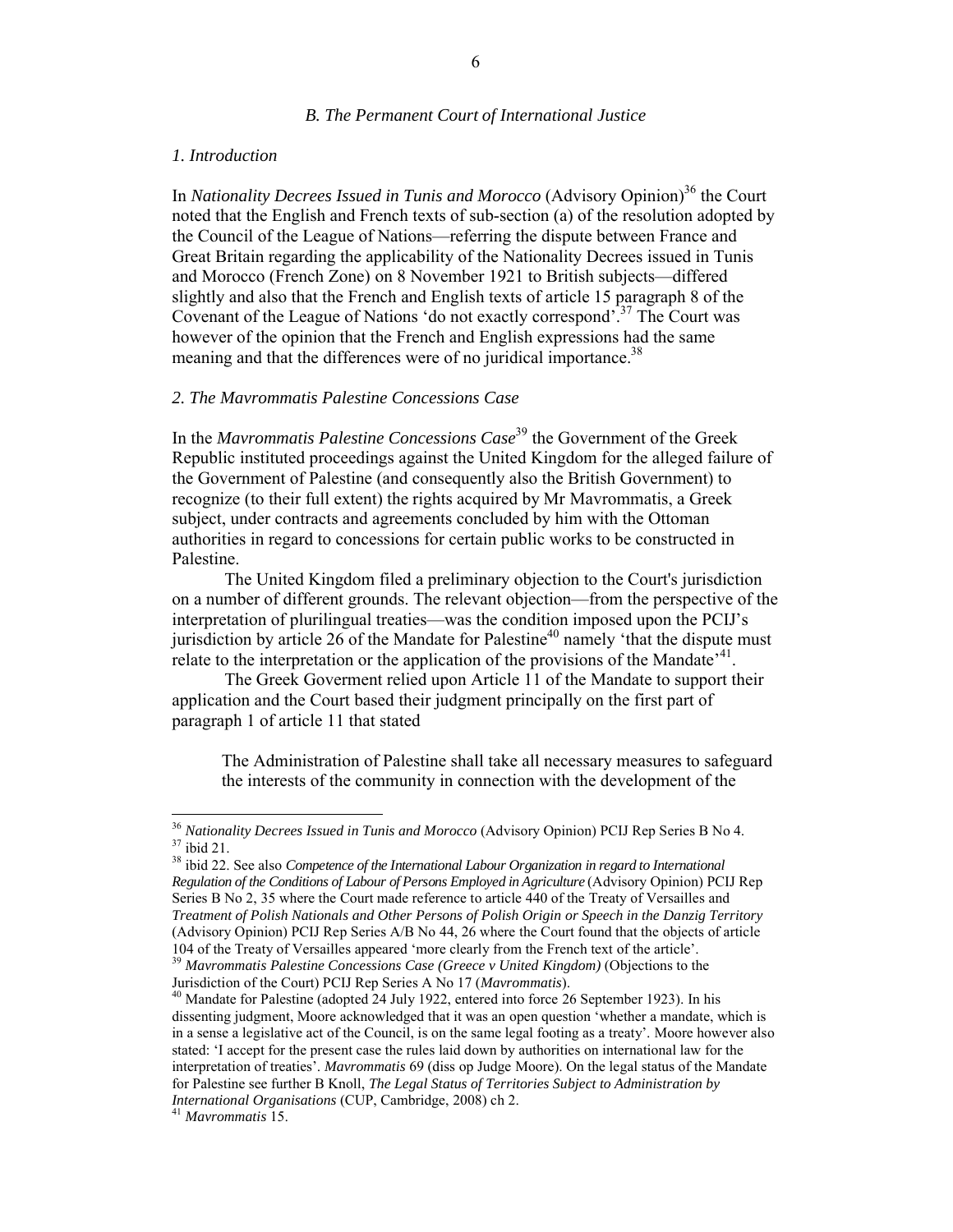### *B. The Permanent Court of International Justice*

#### *1. Introduction*

In *Nationality Decrees Issued in Tunis and Morocco* (Advisory Opinion)[36] the Court noted that the English and French texts of sub-section (a) of the resolution adopted by the Council of the League of Nations—referring the dispute between France and Great Britain regarding the applicability of the Nationality Decrees issued in Tunis and Morocco (French Zone) on 8 November 1921 to British subjects—differed slightly and also that the French and English texts of article 15 paragraph 8 of the Covenant of the League of Nations 'do not exactly correspond'.[37] The Court was however of the opinion that the French and English expressions had the same meaning and that the differences were of no juridical importance.[38]

#### *2. The Mavrommatis Palestine Concessions Case*

In the *Mavrommatis Palestine Concessions Case*[39] the Government of the Greek Republic instituted proceedings against the United Kingdom for the alleged failure of the Government of Palestine (and consequently also the British Government) to recognize (to their full extent) the rights acquired by Mr Mavrommatis, a Greek subject, under contracts and agreements concluded by him with the Ottoman authorities in regard to concessions for certain public works to be constructed in Palestine.

The United Kingdom filed a preliminary objection to the Court's jurisdiction on a number of different grounds. The relevant objection—from the perspective of the interpretation of plurilingual treaties—was the condition imposed upon the PCIJ's jurisdiction by article 26 of the Mandate for Palestine[40] namely 'that the dispute must relate to the interpretation or the application of the provisions of the Mandate'[41].

The Greek Goverment relied upon Article 11 of the Mandate to support their application and the Court based their judgment principally on the first part of paragraph 1 of article 11 that stated

> The Administration of Palestine shall take all necessary measures to safeguard the interests of the community in connection with the development of the

---

[36] *Nationality Decrees Issued in Tunis and Morocco* (Advisory Opinion) PCIJ Rep Series B No 4.

[37] ibid 21.

[38] ibid 22. See also *Competence of the International Labour Organization in regard to International Regulation of the Conditions of Labour of Persons Employed in Agriculture* (Advisory Opinion) PCIJ Rep Series B No 2, 35 where the Court made reference to article 440 of the Treaty of Versailles and *Treatment of Polish Nationals and Other Persons of Polish Origin or Speech in the Danzig Territory* (Advisory Opinion) PCIJ Rep Series A/B No 44, 26 where the Court found that the objects of article 104 of the Treaty of Versailles appeared 'more clearly from the French text of the article'.

[39] *Mavrommatis Palestine Concessions Case (Greece v United Kingdom)* (Objections to the Jurisdiction of the Court) PCIJ Rep Series A No 17 (*Mavrommatis*).

[40] Mandate for Palestine (adopted 24 July 1922, entered into force 26 September 1923). In his dissenting judgment, Moore acknowledged that it was an open question 'whether a mandate, which is in a sense a legislative act of the Council, is on the same legal footing as a treaty'. Moore however also stated: 'I accept for the present case the rules laid down by authorities on international law for the interpretation of treaties'. *Mavrommatis* 69 (diss op Judge Moore). On the legal status of the Mandate for Palestine see further B Knoll, *The Legal Status of Territories Subject to Administration by International Organisations* (CUP, Cambridge, 2008) ch 2.

[41] *Mavrommatis* 15.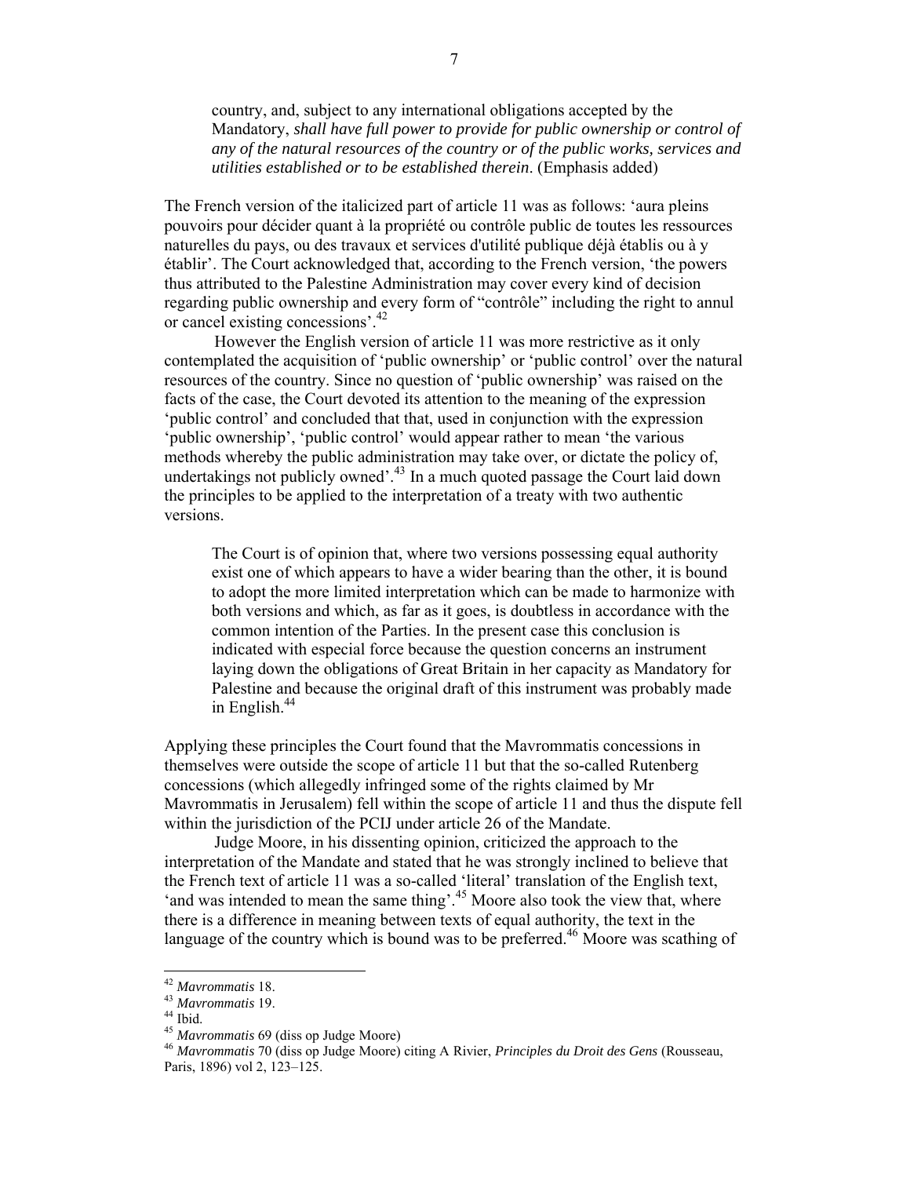> country, and, subject to any international obligations accepted by the Mandatory, *shall have full power to provide for public ownership or control of any of the natural resources of the country or of the public works, services and utilities established or to be established therein*. (Emphasis added)

The French version of the italicized part of article 11 was as follows: 'aura pleins pouvoirs pour décider quant à la propriété ou contrôle public de toutes les ressources naturelles du pays, ou des travaux et services d'utilité publique déjà établis ou à y établir'. The Court acknowledged that, according to the French version, 'the powers thus attributed to the Palestine Administration may cover every kind of decision regarding public ownership and every form of "contrôle" including the right to annul or cancel existing concessions'.[42]

However the English version of article 11 was more restrictive as it only contemplated the acquisition of 'public ownership' or 'public control' over the natural resources of the country. Since no question of 'public ownership' was raised on the facts of the case, the Court devoted its attention to the meaning of the expression 'public control' and concluded that that, used in conjunction with the expression 'public ownership', 'public control' would appear rather to mean 'the various methods whereby the public administration may take over, or dictate the policy of, undertakings not publicly owned'.[43] In a much quoted passage the Court laid down the principles to be applied to the interpretation of a treaty with two authentic versions.

> The Court is of opinion that, where two versions possessing equal authority exist one of which appears to have a wider bearing than the other, it is bound to adopt the more limited interpretation which can be made to harmonize with both versions and which, as far as it goes, is doubtless in accordance with the common intention of the Parties. In the present case this conclusion is indicated with especial force because the question concerns an instrument laying down the obligations of Great Britain in her capacity as Mandatory for Palestine and because the original draft of this instrument was probably made in English.[44]

Applying these principles the Court found that the Mavrommatis concessions in themselves were outside the scope of article 11 but that the so-called Rutenberg concessions (which allegedly infringed some of the rights claimed by Mr Mavrommatis in Jerusalem) fell within the scope of article 11 and thus the dispute fell within the jurisdiction of the PCIJ under article 26 of the Mandate.

Judge Moore, in his dissenting opinion, criticized the approach to the interpretation of the Mandate and stated that he was strongly inclined to believe that the French text of article 11 was a so-called 'literal' translation of the English text, 'and was intended to mean the same thing'.[45] Moore also took the view that, where there is a difference in meaning between texts of equal authority, the text in the language of the country which is bound was to be preferred.[46] Moore was scathing of

---

[42] *Mavrommatis* 18.
[43] *Mavrommatis* 19.
[44] Ibid.
[45] *Mavrommatis* 69 (diss op Judge Moore)
[46] *Mavrommatis* 70 (diss op Judge Moore) citing A Rivier, *Principles du Droit des Gens* (Rousseau, Paris, 1896) vol 2, 123–125.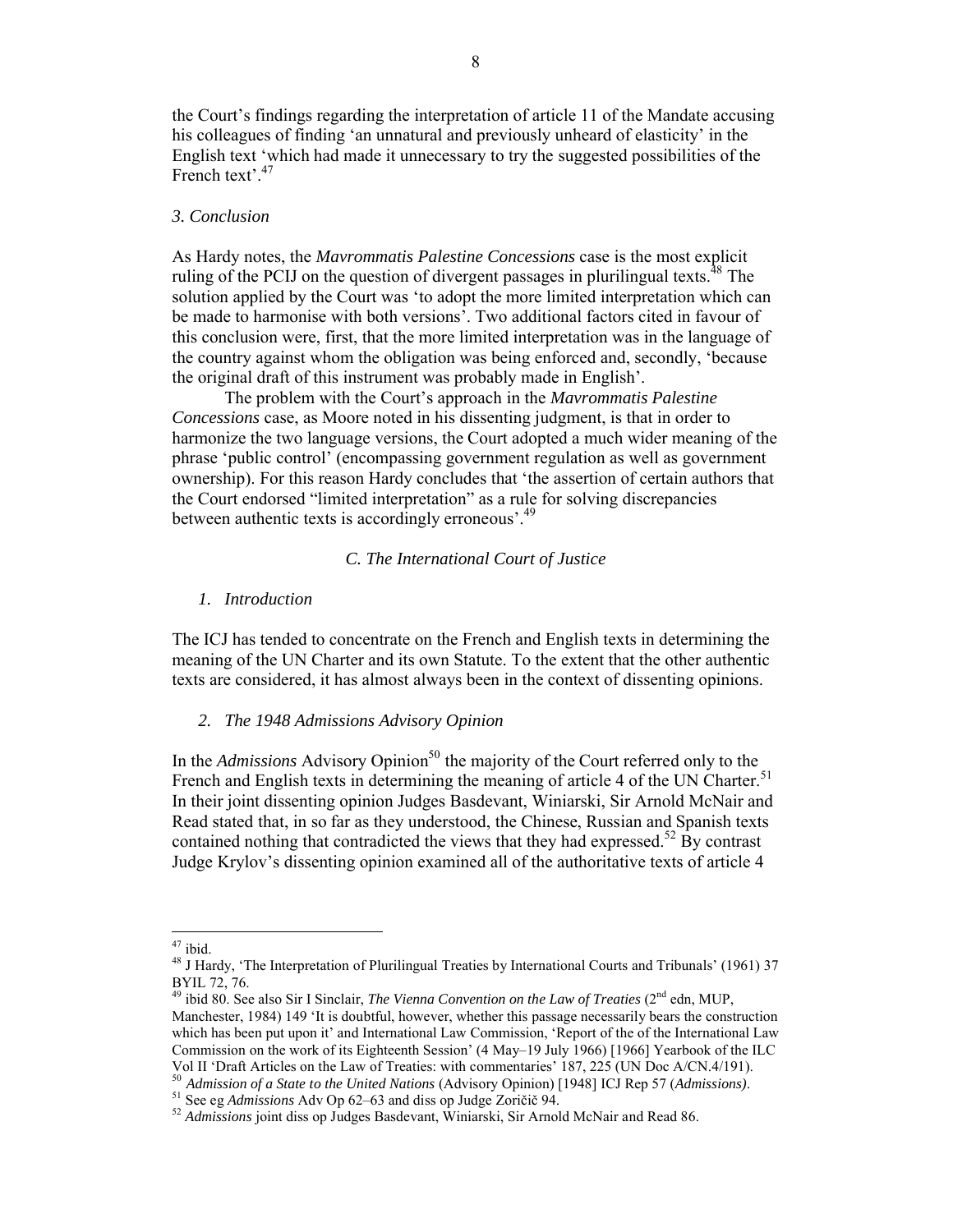the Court's findings regarding the interpretation of article 11 of the Mandate accusing his colleagues of finding 'an unnatural and previously unheard of elasticity' in the English text 'which had made it unnecessary to try the suggested possibilities of the French text'.[47]

### *3. Conclusion*

As Hardy notes, the *Mavrommatis Palestine Concessions* case is the most explicit ruling of the PCIJ on the question of divergent passages in plurilingual texts.[48] The solution applied by the Court was 'to adopt the more limited interpretation which can be made to harmonise with both versions'. Two additional factors cited in favour of this conclusion were, first, that the more limited interpretation was in the language of the country against whom the obligation was being enforced and, secondly, 'because the original draft of this instrument was probably made in English'.

The problem with the Court's approach in the *Mavrommatis Palestine Concessions* case, as Moore noted in his dissenting judgment, is that in order to harmonize the two language versions, the Court adopted a much wider meaning of the phrase 'public control' (encompassing government regulation as well as government ownership). For this reason Hardy concludes that 'the assertion of certain authors that the Court endorsed "limited interpretation" as a rule for solving discrepancies between authentic texts is accordingly erroneous'.[49]

## *C. The International Court of Justice*

### *1. Introduction*

The ICJ has tended to concentrate on the French and English texts in determining the meaning of the UN Charter and its own Statute. To the extent that the other authentic texts are considered, it has almost always been in the context of dissenting opinions.

### *2. The 1948 Admissions Advisory Opinion*

In the *Admissions* Advisory Opinion[50] the majority of the Court referred only to the French and English texts in determining the meaning of article 4 of the UN Charter.[51] In their joint dissenting opinion Judges Basdevant, Winiarski, Sir Arnold McNair and Read stated that, in so far as they understood, the Chinese, Russian and Spanish texts contained nothing that contradicted the views that they had expressed.[52] By contrast Judge Krylov's dissenting opinion examined all of the authoritative texts of article 4

---

[47] ibid.

[48] J Hardy, 'The Interpretation of Plurilingual Treaties by International Courts and Tribunals' (1961) 37 BYIL 72, 76.

[49] ibid 80. See also Sir I Sinclair, *The Vienna Convention on the Law of Treaties* (2nd edn, MUP, Manchester, 1984) 149 'It is doubtful, however, whether this passage necessarily bears the construction which has been put upon it' and International Law Commission, 'Report of the of the International Law Commission on the work of its Eighteenth Session' (4 May–19 July 1966) [1966] Yearbook of the ILC Vol II 'Draft Articles on the Law of Treaties: with commentaries' 187, 225 (UN Doc A/CN.4/191).

[50] *Admission of a State to the United Nations* (Advisory Opinion) [1948] ICJ Rep 57 (*Admissions)*.

[51] See eg *Admissions* Adv Op 62–63 and diss op Judge Zoričič 94.

[52] *Admissions* joint diss op Judges Basdevant, Winiarski, Sir Arnold McNair and Read 86.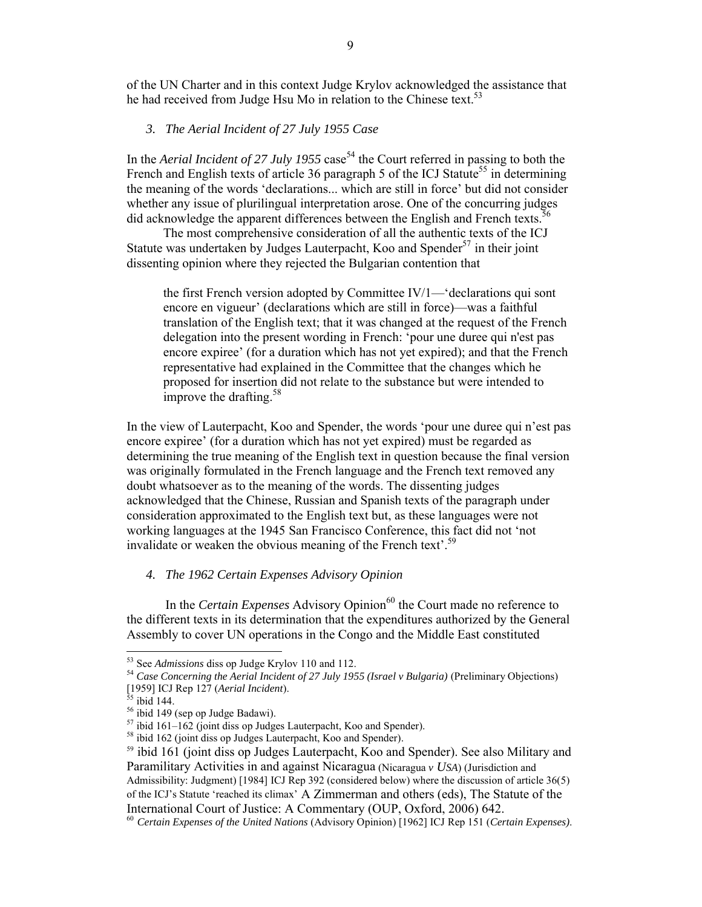of the UN Charter and in this context Judge Krylov acknowledged the assistance that he had received from Judge Hsu Mo in relation to the Chinese text.[53]

### *3. The Aerial Incident of 27 July 1955 Case*

In the *Aerial Incident of 27 July 1955* case[54] the Court referred in passing to both the French and English texts of article 36 paragraph 5 of the ICJ Statute[55] in determining the meaning of the words 'declarations... which are still in force' but did not consider whether any issue of plurilingual interpretation arose. One of the concurring judges did acknowledge the apparent differences between the English and French texts.[56]

The most comprehensive consideration of all the authentic texts of the ICJ Statute was undertaken by Judges Lauterpacht, Koo and Spender[57] in their joint dissenting opinion where they rejected the Bulgarian contention that

> the first French version adopted by Committee IV/1—'declarations qui sont encore en vigueur' (declarations which are still in force)—was a faithful translation of the English text; that it was changed at the request of the French delegation into the present wording in French: 'pour une duree qui n'est pas encore expiree' (for a duration which has not yet expired); and that the French representative had explained in the Committee that the changes which he proposed for insertion did not relate to the substance but were intended to improve the drafting.[58]

In the view of Lauterpacht, Koo and Spender, the words 'pour une duree qui n'est pas encore expiree' (for a duration which has not yet expired) must be regarded as determining the true meaning of the English text in question because the final version was originally formulated in the French language and the French text removed any doubt whatsoever as to the meaning of the words. The dissenting judges acknowledged that the Chinese, Russian and Spanish texts of the paragraph under consideration approximated to the English text but, as these languages were not working languages at the 1945 San Francisco Conference, this fact did not 'not invalidate or weaken the obvious meaning of the French text'.[59]

### *4. The 1962 Certain Expenses Advisory Opinion*

In the *Certain Expenses* Advisory Opinion[60] the Court made no reference to the different texts in its determination that the expenditures authorized by the General Assembly to cover UN operations in the Congo and the Middle East constituted

---

[53] See *Admissions* diss op Judge Krylov 110 and 112.

[54] *Case Concerning the Aerial Incident of 27 July 1955 (Israel v Bulgaria)* (Preliminary Objections) [1959] ICJ Rep 127 (*Aerial Incident*).

[55] ibid 144.

[56] ibid 149 (sep op Judge Badawi).

[57] ibid 161–162 (joint diss op Judges Lauterpacht, Koo and Spender).

[58] ibid 162 (joint diss op Judges Lauterpacht, Koo and Spender).

[59] ibid 161 (joint diss op Judges Lauterpacht, Koo and Spender). See also Military and Paramilitary Activities in and against Nicaragua (Nicaragua *v USA*) (Jurisdiction and Admissibility: Judgment) [1984] ICJ Rep 392 (considered below) where the discussion of article 36(5) of the ICJ's Statute 'reached its climax' A Zimmerman and others (eds), The Statute of the International Court of Justice: A Commentary (OUP, Oxford, 2006) 642.

[60] *Certain Expenses of the United Nations* (Advisory Opinion) [1962] ICJ Rep 151 (*Certain Expenses)*.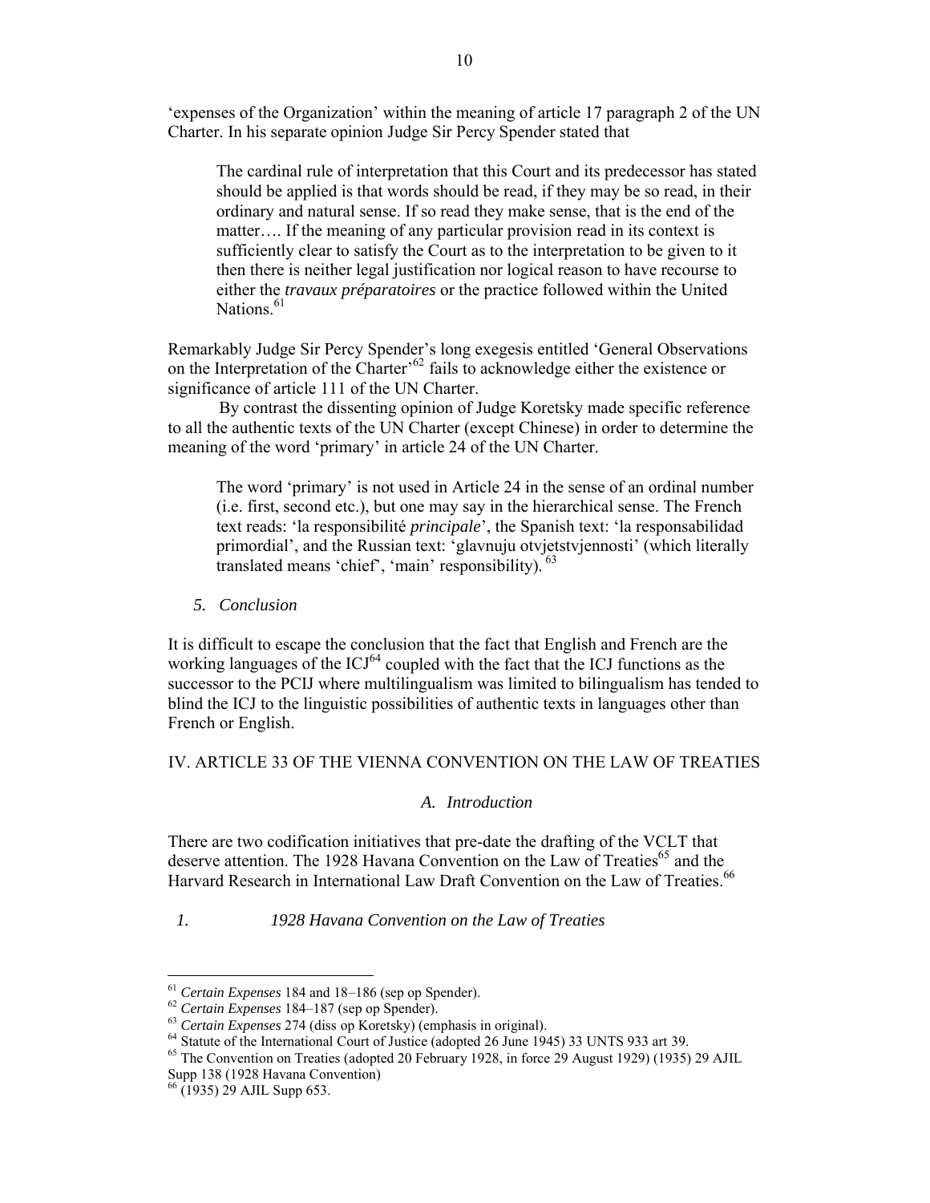'expenses of the Organization' within the meaning of article 17 paragraph 2 of the UN Charter. In his separate opinion Judge Sir Percy Spender stated that

> The cardinal rule of interpretation that this Court and its predecessor has stated should be applied is that words should be read, if they may be so read, in their ordinary and natural sense. If so read they make sense, that is the end of the matter…. If the meaning of any particular provision read in its context is sufficiently clear to satisfy the Court as to the interpretation to be given to it then there is neither legal justification nor logical reason to have recourse to either the *travaux préparatoires* or the practice followed within the United Nations.[61]

Remarkably Judge Sir Percy Spender's long exegesis entitled 'General Observations on the Interpretation of the Charter'[62] fails to acknowledge either the existence or significance of article 111 of the UN Charter.

By contrast the dissenting opinion of Judge Koretsky made specific reference to all the authentic texts of the UN Charter (except Chinese) in order to determine the meaning of the word 'primary' in article 24 of the UN Charter.

> The word 'primary' is not used in Article 24 in the sense of an ordinal number (i.e. first, second etc.), but one may say in the hierarchical sense. The French text reads: 'la responsibilité *principale*', the Spanish text: 'la responsabilidad primordial', and the Russian text: 'glavnuju otvjetstvjennosti' (which literally translated means 'chief', 'main' responsibility).[63]

### *5. Conclusion*

It is difficult to escape the conclusion that the fact that English and French are the working languages of the ICJ[64] coupled with the fact that the ICJ functions as the successor to the PCIJ where multilingualism was limited to bilingualism has tended to blind the ICJ to the linguistic possibilities of authentic texts in languages other than French or English.

## IV. ARTICLE 33 OF THE VIENNA CONVENTION ON THE LAW OF TREATIES

### *A. Introduction*

There are two codification initiatives that pre-date the drafting of the VCLT that deserve attention. The 1928 Havana Convention on the Law of Treaties[65] and the Harvard Research in International Law Draft Convention on the Law of Treaties.[66]

#### *1. 1928 Havana Convention on the Law of Treaties*

---

[61] *Certain Expenses* 184 and 18–186 (sep op Spender).

[62] *Certain Expenses* 184–187 (sep op Spender).

[63] *Certain Expenses* 274 (diss op Koretsky) (emphasis in original).

[64] Statute of the International Court of Justice (adopted 26 June 1945) 33 UNTS 933 art 39.

[65] The Convention on Treaties (adopted 20 February 1928, in force 29 August 1929) (1935) 29 AJIL Supp 138 (1928 Havana Convention)

[66] (1935) 29 AJIL Supp 653.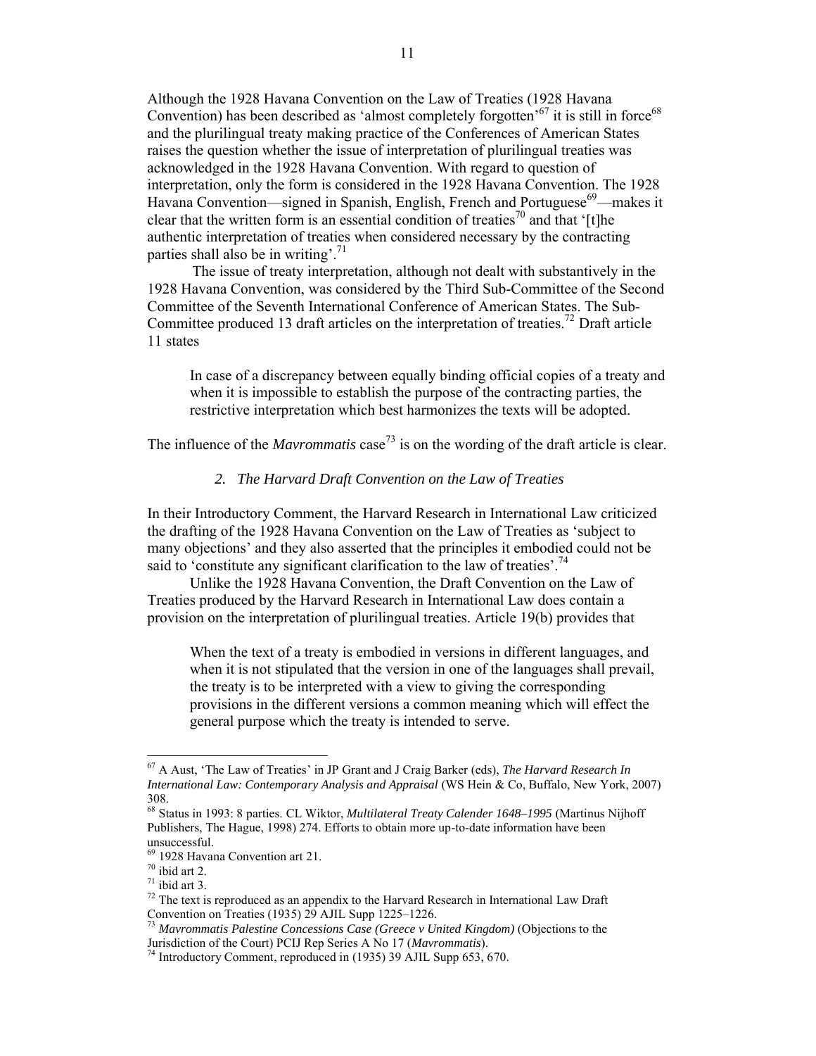Although the 1928 Havana Convention on the Law of Treaties (1928 Havana Convention) has been described as 'almost completely forgotten'[67] it is still in force[68] and the plurilingual treaty making practice of the Conferences of American States raises the question whether the issue of interpretation of plurilingual treaties was acknowledged in the 1928 Havana Convention. With regard to question of interpretation, only the form is considered in the 1928 Havana Convention. The 1928 Havana Convention—signed in Spanish, English, French and Portuguese[69]—makes it clear that the written form is an essential condition of treaties[70] and that '[t]he authentic interpretation of treaties when considered necessary by the contracting parties shall also be in writing'.[71]

The issue of treaty interpretation, although not dealt with substantively in the 1928 Havana Convention, was considered by the Third Sub-Committee of the Second Committee of the Seventh International Conference of American States. The Sub-Committee produced 13 draft articles on the interpretation of treaties.[72] Draft article 11 states

> In case of a discrepancy between equally binding official copies of a treaty and when it is impossible to establish the purpose of the contracting parties, the restrictive interpretation which best harmonizes the texts will be adopted.

The influence of the *Mavrommatis* case[73] is on the wording of the draft article is clear.

### *2. The Harvard Draft Convention on the Law of Treaties*

In their Introductory Comment, the Harvard Research in International Law criticized the drafting of the 1928 Havana Convention on the Law of Treaties as 'subject to many objections' and they also asserted that the principles it embodied could not be said to 'constitute any significant clarification to the law of treaties'.[74]

Unlike the 1928 Havana Convention, the Draft Convention on the Law of Treaties produced by the Harvard Research in International Law does contain a provision on the interpretation of plurilingual treaties. Article 19(b) provides that

> When the text of a treaty is embodied in versions in different languages, and when it is not stipulated that the version in one of the languages shall prevail, the treaty is to be interpreted with a view to giving the corresponding provisions in the different versions a common meaning which will effect the general purpose which the treaty is intended to serve.

---

[67] A Aust, 'The Law of Treaties' in JP Grant and J Craig Barker (eds), *The Harvard Research In International Law: Contemporary Analysis and Appraisal* (WS Hein & Co, Buffalo, New York, 2007) 308.

[68] Status in 1993: 8 parties. CL Wiktor, *Multilateral Treaty Calender 1648–1995* (Martinus Nijhoff Publishers, The Hague, 1998) 274. Efforts to obtain more up-to-date information have been unsuccessful.

[69] 1928 Havana Convention art 21.

[70] ibid art 2.

[71] ibid art 3.

[72] The text is reproduced as an appendix to the Harvard Research in International Law Draft Convention on Treaties (1935) 29 AJIL Supp 1225–1226.

[73] *Mavrommatis Palestine Concessions Case (Greece v United Kingdom)* (Objections to the Jurisdiction of the Court) PCIJ Rep Series A No 17 (*Mavrommatis*).

[74] Introductory Comment, reproduced in (1935) 39 AJIL Supp 653, 670.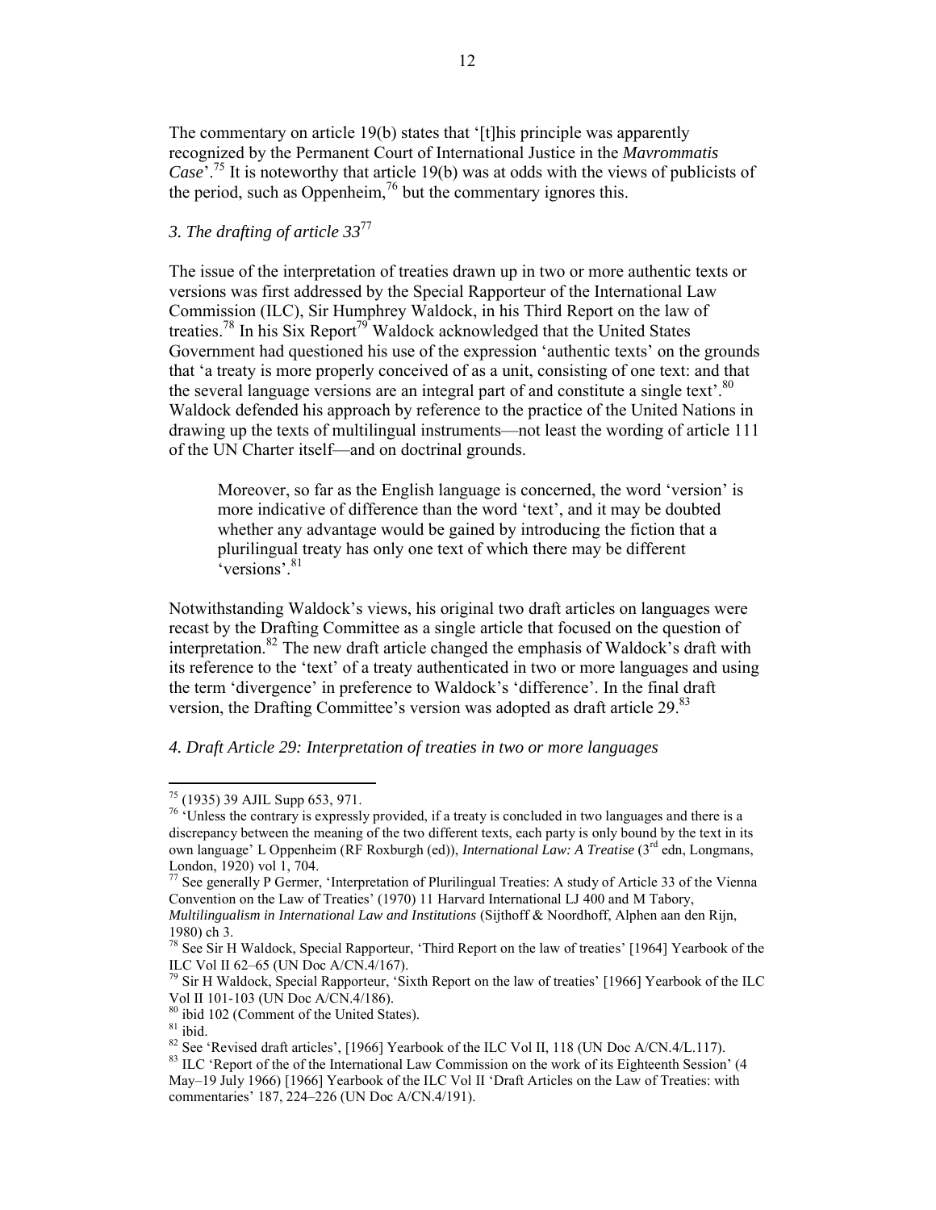The commentary on article 19(b) states that '[t]his principle was apparently recognized by the Permanent Court of International Justice in the *Mavrommatis Case*'.[75] It is noteworthy that article 19(b) was at odds with the views of publicists of the period, such as Oppenheim,[76] but the commentary ignores this.

### *3. The drafting of article 33*[77]

The issue of the interpretation of treaties drawn up in two or more authentic texts or versions was first addressed by the Special Rapporteur of the International Law Commission (ILC), Sir Humphrey Waldock, in his Third Report on the law of treaties.[78] In his Six Report[79] Waldock acknowledged that the United States Government had questioned his use of the expression 'authentic texts' on the grounds that 'a treaty is more properly conceived of as a unit, consisting of one text: and that the several language versions are an integral part of and constitute a single text'.[80] Waldock defended his approach by reference to the practice of the United Nations in drawing up the texts of multilingual instruments—not least the wording of article 111 of the UN Charter itself—and on doctrinal grounds.

> Moreover, so far as the English language is concerned, the word 'version' is more indicative of difference than the word 'text', and it may be doubted whether any advantage would be gained by introducing the fiction that a plurilingual treaty has only one text of which there may be different 'versions'.[81]

Notwithstanding Waldock's views, his original two draft articles on languages were recast by the Drafting Committee as a single article that focused on the question of interpretation.[82] The new draft article changed the emphasis of Waldock's draft with its reference to the 'text' of a treaty authenticated in two or more languages and using the term 'divergence' in preference to Waldock's 'difference'. In the final draft version, the Drafting Committee's version was adopted as draft article 29.[83]

### *4. Draft Article 29: Interpretation of treaties in two or more languages*

---

[75] (1935) 39 AJIL Supp 653, 971.

[76] 'Unless the contrary is expressly provided, if a treaty is concluded in two languages and there is a discrepancy between the meaning of the two different texts, each party is only bound by the text in its own language' L Oppenheim (RF Roxburgh (ed)), *International Law: A Treatise* (3rd edn, Longmans, London, 1920) vol 1, 704.

[77] See generally P Germer, 'Interpretation of Plurilingual Treaties: A study of Article 33 of the Vienna Convention on the Law of Treaties' (1970) 11 Harvard International LJ 400 and M Tabory, *Multilingualism in International Law and Institutions* (Sijthoff & Noordhoff, Alphen aan den Rijn, 1980) ch 3.

[78] See Sir H Waldock, Special Rapporteur, 'Third Report on the law of treaties' [1964] Yearbook of the ILC Vol II 62–65 (UN Doc A/CN.4/167).

[79] Sir H Waldock, Special Rapporteur, 'Sixth Report on the law of treaties' [1966] Yearbook of the ILC Vol II 101-103 (UN Doc A/CN.4/186).

[80] ibid 102 (Comment of the United States).

[81] ibid.

[82] See 'Revised draft articles', [1966] Yearbook of the ILC Vol II, 118 (UN Doc A/CN.4/L.117).

[83] ILC 'Report of the of the International Law Commission on the work of its Eighteenth Session' (4 May–19 July 1966) [1966] Yearbook of the ILC Vol II 'Draft Articles on the Law of Treaties: with commentaries' 187, 224–226 (UN Doc A/CN.4/191).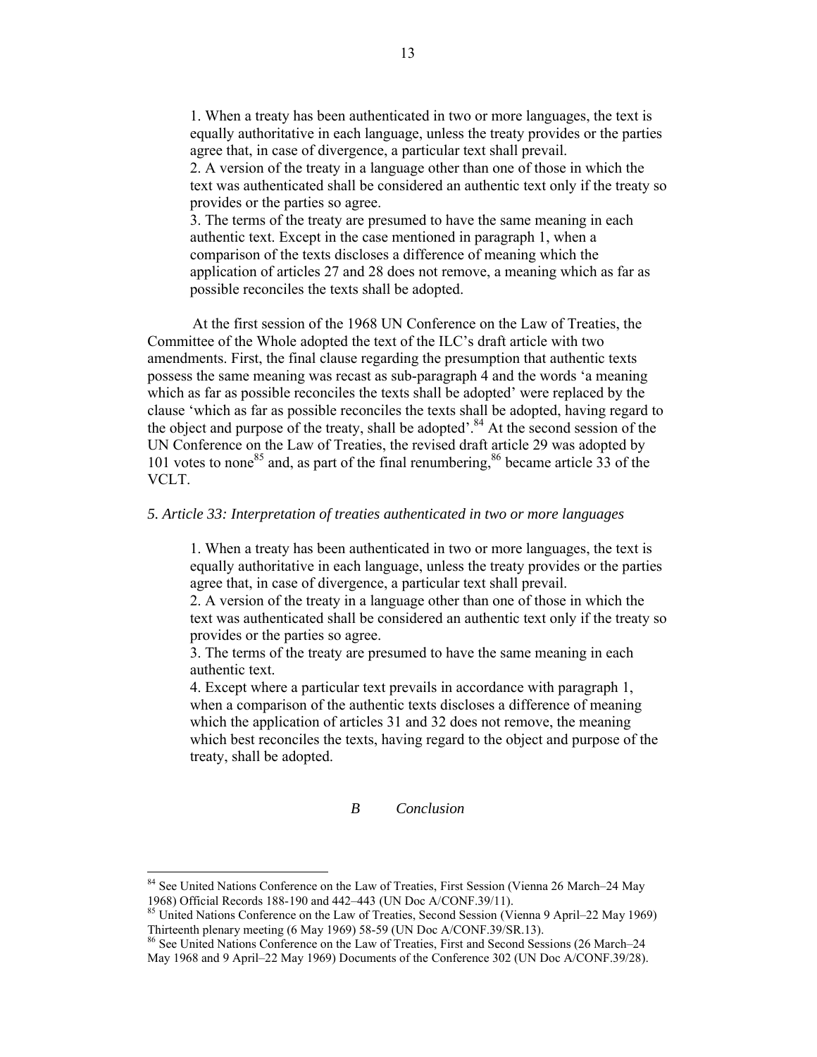> 1. When a treaty has been authenticated in two or more languages, the text is equally authoritative in each language, unless the treaty provides or the parties agree that, in case of divergence, a particular text shall prevail.
> 2. A version of the treaty in a language other than one of those in which the text was authenticated shall be considered an authentic text only if the treaty so provides or the parties so agree.
> 3. The terms of the treaty are presumed to have the same meaning in each authentic text. Except in the case mentioned in paragraph 1, when a comparison of the texts discloses a difference of meaning which the application of articles 27 and 28 does not remove, a meaning which as far as possible reconciles the texts shall be adopted.

At the first session of the 1968 UN Conference on the Law of Treaties, the Committee of the Whole adopted the text of the ILC's draft article with two amendments. First, the final clause regarding the presumption that authentic texts possess the same meaning was recast as sub-paragraph 4 and the words 'a meaning which as far as possible reconciles the texts shall be adopted' were replaced by the clause 'which as far as possible reconciles the texts shall be adopted, having regard to the object and purpose of the treaty, shall be adopted'.[84] At the second session of the UN Conference on the Law of Treaties, the revised draft article 29 was adopted by 101 votes to none[85] and, as part of the final renumbering,[86] became article 33 of the VCLT.

*5. Article 33: Interpretation of treaties authenticated in two or more languages*

> 1. When a treaty has been authenticated in two or more languages, the text is equally authoritative in each language, unless the treaty provides or the parties agree that, in case of divergence, a particular text shall prevail.
> 2. A version of the treaty in a language other than one of those in which the text was authenticated shall be considered an authentic text only if the treaty so provides or the parties so agree.
> 3. The terms of the treaty are presumed to have the same meaning in each authentic text.
> 4. Except where a particular text prevails in accordance with paragraph 1, when a comparison of the authentic texts discloses a difference of meaning which the application of articles 31 and 32 does not remove, the meaning which best reconciles the texts, having regard to the object and purpose of the treaty, shall be adopted.

## *B Conclusion*

---

[84] See United Nations Conference on the Law of Treaties, First Session (Vienna 26 March–24 May 1968) Official Records 188-190 and 442–443 (UN Doc A/CONF.39/11).

[85] United Nations Conference on the Law of Treaties, Second Session (Vienna 9 April–22 May 1969) Thirteenth plenary meeting (6 May 1969) 58-59 (UN Doc A/CONF.39/SR.13).

[86] See United Nations Conference on the Law of Treaties, First and Second Sessions (26 March–24 May 1968 and 9 April–22 May 1969) Documents of the Conference 302 (UN Doc A/CONF.39/28).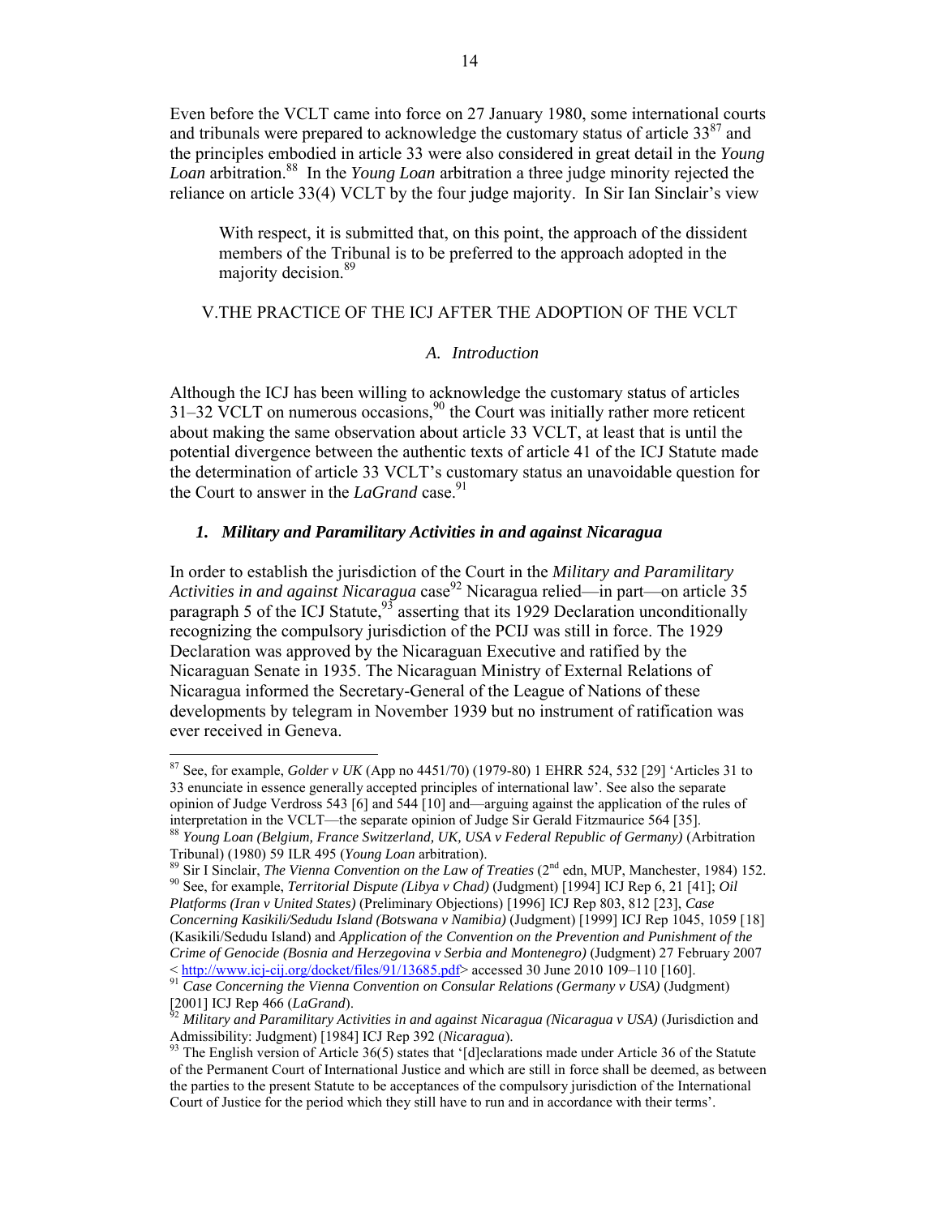Even before the VCLT came into force on 27 January 1980, some international courts and tribunals were prepared to acknowledge the customary status of article 33[87] and the principles embodied in article 33 were also considered in great detail in the *Young Loan* arbitration.[88] In the *Young Loan* arbitration a three judge minority rejected the reliance on article 33(4) VCLT by the four judge majority. In Sir Ian Sinclair's view

> With respect, it is submitted that, on this point, the approach of the dissident members of the Tribunal is to be preferred to the approach adopted in the majority decision.[89]

## V. THE PRACTICE OF THE ICJ AFTER THE ADOPTION OF THE VCLT

### *A. Introduction*

Although the ICJ has been willing to acknowledge the customary status of articles 31–32 VCLT on numerous occasions,[90] the Court was initially rather more reticent about making the same observation about article 33 VCLT, at least that is until the potential divergence between the authentic texts of article 41 of the ICJ Statute made the determination of article 33 VCLT's customary status an unavoidable question for the Court to answer in the *LaGrand* case.[91]

#### ***1. Military and Paramilitary Activities in and against Nicaragua***

In order to establish the jurisdiction of the Court in the *Military and Paramilitary Activities in and against Nicaragua* case[92] Nicaragua relied—in part—on article 35 paragraph 5 of the ICJ Statute,[93] asserting that its 1929 Declaration unconditionally recognizing the compulsory jurisdiction of the PCIJ was still in force. The 1929 Declaration was approved by the Nicaraguan Executive and ratified by the Nicaraguan Senate in 1935. The Nicaraguan Ministry of External Relations of Nicaragua informed the Secretary-General of the League of Nations of these developments by telegram in November 1939 but no instrument of ratification was ever received in Geneva.

---

[87] See, for example, *Golder v UK* (App no 4451/70) (1979-80) 1 EHRR 524, 532 [29] 'Articles 31 to 33 enunciate in essence generally accepted principles of international law'. See also the separate opinion of Judge Verdross 543 [6] and 544 [10] and—arguing against the application of the rules of interpretation in the VCLT—the separate opinion of Judge Sir Gerald Fitzmaurice 564 [35].

[88] *Young Loan (Belgium, France Switzerland, UK, USA v Federal Republic of Germany)* (Arbitration Tribunal) (1980) 59 ILR 495 (*Young Loan* arbitration).

[89] Sir I Sinclair, *The Vienna Convention on the Law of Treaties* (2nd edn, MUP, Manchester, 1984) 152.

[90] See, for example, *Territorial Dispute (Libya v Chad)* (Judgment) [1994] ICJ Rep 6, 21 [41]; *Oil Platforms (Iran v United States)* (Preliminary Objections) [1996] ICJ Rep 803, 812 [23], *Case Concerning Kasikili/Sedudu Island (Botswana v Namibia)* (Judgment) [1999] ICJ Rep 1045, 1059 [18] (Kasikili/Sedudu Island) and *Application of the Convention on the Prevention and Punishment of the Crime of Genocide (Bosnia and Herzegovina v Serbia and Montenegro)* (Judgment) 27 February 2007 < http://www.icj-cij.org/docket/files/91/13685.pdf> accessed 30 June 2010 109–110 [160].

[91] *Case Concerning the Vienna Convention on Consular Relations (Germany v USA)* (Judgment) [2001] ICJ Rep 466 (*LaGrand*).

[92] *Military and Paramilitary Activities in and against Nicaragua (Nicaragua v USA)* (Jurisdiction and Admissibility: Judgment) [1984] ICJ Rep 392 (*Nicaragua*).

[93] The English version of Article 36(5) states that '[d]eclarations made under Article 36 of the Statute of the Permanent Court of International Justice and which are still in force shall be deemed, as between the parties to the present Statute to be acceptances of the compulsory jurisdiction of the International Court of Justice for the period which they still have to run and in accordance with their terms'.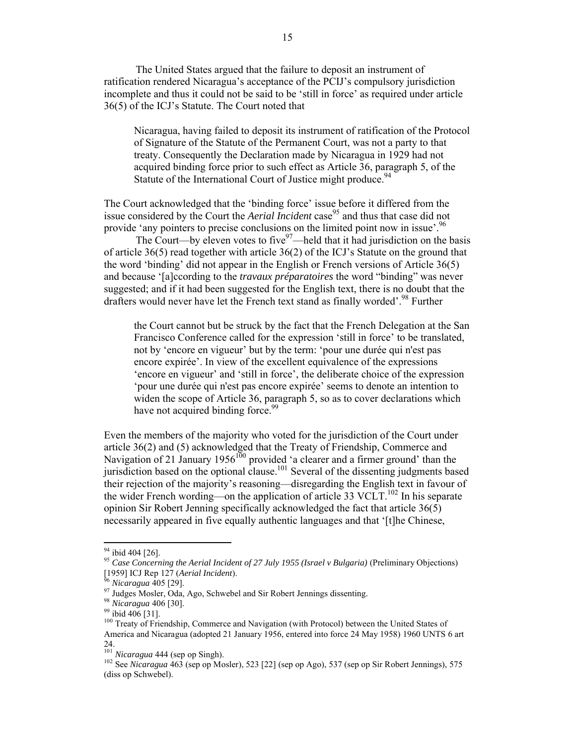The United States argued that the failure to deposit an instrument of ratification rendered Nicaragua's acceptance of the PCIJ's compulsory jurisdiction incomplete and thus it could not be said to be 'still in force' as required under article 36(5) of the ICJ's Statute. The Court noted that

> Nicaragua, having failed to deposit its instrument of ratification of the Protocol of Signature of the Statute of the Permanent Court, was not a party to that treaty. Consequently the Declaration made by Nicaragua in 1929 had not acquired binding force prior to such effect as Article 36, paragraph 5, of the Statute of the International Court of Justice might produce.[94]

The Court acknowledged that the 'binding force' issue before it differed from the issue considered by the Court the *Aerial Incident* case[95] and thus that case did not provide 'any pointers to precise conclusions on the limited point now in issue'.[96]

The Court—by eleven votes to five[97]—held that it had jurisdiction on the basis of article 36(5) read together with article 36(2) of the ICJ's Statute on the ground that the word 'binding' did not appear in the English or French versions of Article 36(5) and because '[a]ccording to the *travaux préparatoires* the word "binding" was never suggested; and if it had been suggested for the English text, there is no doubt that the drafters would never have let the French text stand as finally worded'.[98] Further

> the Court cannot but be struck by the fact that the French Delegation at the San Francisco Conference called for the expression 'still in force' to be translated, not by 'encore en vigueur' but by the term: 'pour une durée qui n'est pas encore expirée'. In view of the excellent equivalence of the expressions 'encore en vigueur' and 'still in force', the deliberate choice of the expression 'pour une durée qui n'est pas encore expirée' seems to denote an intention to widen the scope of Article 36, paragraph 5, so as to cover declarations which have not acquired binding force.[99]

Even the members of the majority who voted for the jurisdiction of the Court under article 36(2) and (5) acknowledged that the Treaty of Friendship, Commerce and Navigation of 21 January 1956[100] provided 'a clearer and a firmer ground' than the jurisdiction based on the optional clause.[101] Several of the dissenting judgments based their rejection of the majority's reasoning—disregarding the English text in favour of the wider French wording—on the application of article 33 VCLT.[102] In his separate opinion Sir Robert Jenning specifically acknowledged the fact that article 36(5) necessarily appeared in five equally authentic languages and that '[t]he Chinese,

---

[94] ibid 404 [26].

[95] *Case Concerning the Aerial Incident of 27 July 1955 (Israel v Bulgaria)* (Preliminary Objections) [1959] ICJ Rep 127 (*Aerial Incident*).

[96] *Nicaragua* 405 [29].

[97] Judges Mosler, Oda, Ago, Schwebel and Sir Robert Jennings dissenting.

[98] *Nicaragua* 406 [30].

[99] ibid 406 [31].

[100] Treaty of Friendship, Commerce and Navigation (with Protocol) between the United States of America and Nicaragua (adopted 21 January 1956, entered into force 24 May 1958) 1960 UNTS 6 art 24.

[101] *Nicaragua* 444 (sep op Singh).

[102] See *Nicaragua* 463 (sep op Mosler), 523 [22] (sep op Ago), 537 (sep op Sir Robert Jennings), 575 (diss op Schwebel).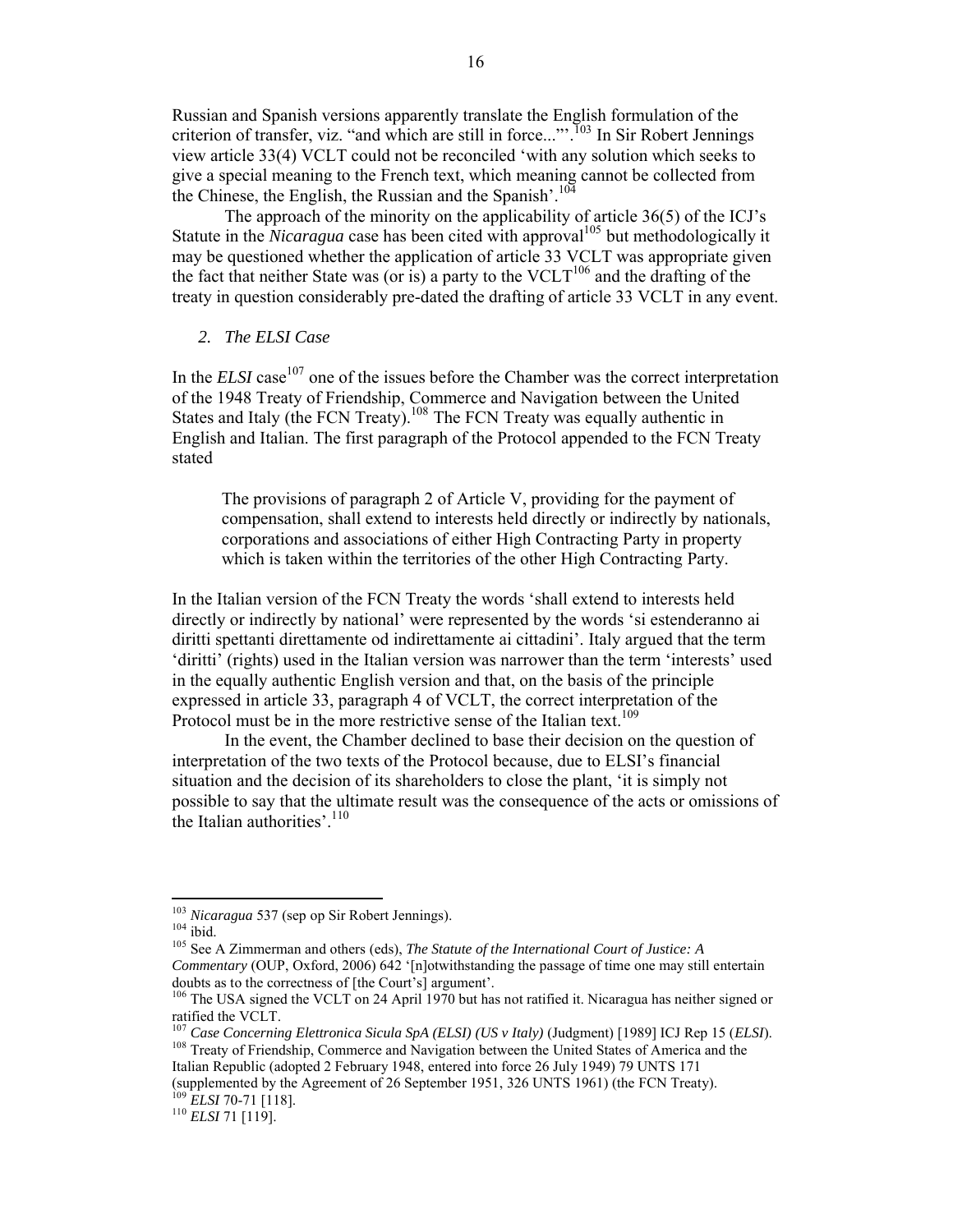Russian and Spanish versions apparently translate the English formulation of the criterion of transfer, viz. "and which are still in force..."'.[103] In Sir Robert Jennings view article 33(4) VCLT could not be reconciled 'with any solution which seeks to give a special meaning to the French text, which meaning cannot be collected from the Chinese, the English, the Russian and the Spanish'.[104]

The approach of the minority on the applicability of article 36(5) of the ICJ's Statute in the *Nicaragua* case has been cited with approval[105] but methodologically it may be questioned whether the application of article 33 VCLT was appropriate given the fact that neither State was (or is) a party to the VCLT[106] and the drafting of the treaty in question considerably pre-dated the drafting of article 33 VCLT in any event.

## *2. The ELSI Case*

In the *ELSI* case[107] one of the issues before the Chamber was the correct interpretation of the 1948 Treaty of Friendship, Commerce and Navigation between the United States and Italy (the FCN Treaty).[108] The FCN Treaty was equally authentic in English and Italian. The first paragraph of the Protocol appended to the FCN Treaty stated

> The provisions of paragraph 2 of Article V, providing for the payment of compensation, shall extend to interests held directly or indirectly by nationals, corporations and associations of either High Contracting Party in property which is taken within the territories of the other High Contracting Party.

In the Italian version of the FCN Treaty the words 'shall extend to interests held directly or indirectly by national' were represented by the words 'si estenderanno ai diritti spettanti direttamente od indirettamente ai cittadini'. Italy argued that the term 'diritti' (rights) used in the Italian version was narrower than the term 'interests' used in the equally authentic English version and that, on the basis of the principle expressed in article 33, paragraph 4 of VCLT, the correct interpretation of the Protocol must be in the more restrictive sense of the Italian text.[109]

In the event, the Chamber declined to base their decision on the question of interpretation of the two texts of the Protocol because, due to ELSI's financial situation and the decision of its shareholders to close the plant, 'it is simply not possible to say that the ultimate result was the consequence of the acts or omissions of the Italian authorities'.[110]

---

[103] *Nicaragua* 537 (sep op Sir Robert Jennings).

[104] ibid.

[105] See A Zimmerman and others (eds), *The Statute of the International Court of Justice: A Commentary* (OUP, Oxford, 2006) 642 '[n]otwithstanding the passage of time one may still entertain doubts as to the correctness of [the Court's] argument'.

[106] The USA signed the VCLT on 24 April 1970 but has not ratified it. Nicaragua has neither signed or ratified the VCLT.

[107] *Case Concerning Elettronica Sicula SpA (ELSI) (US v Italy)* (Judgment) [1989] ICJ Rep 15 (*ELSI*).

[108] Treaty of Friendship, Commerce and Navigation between the United States of America and the Italian Republic (adopted 2 February 1948, entered into force 26 July 1949) 79 UNTS 171 (supplemented by the Agreement of 26 September 1951, 326 UNTS 1961) (the FCN Treaty).

[109] *ELSI* 70-71 [118].

[110] *ELSI* 71 [119].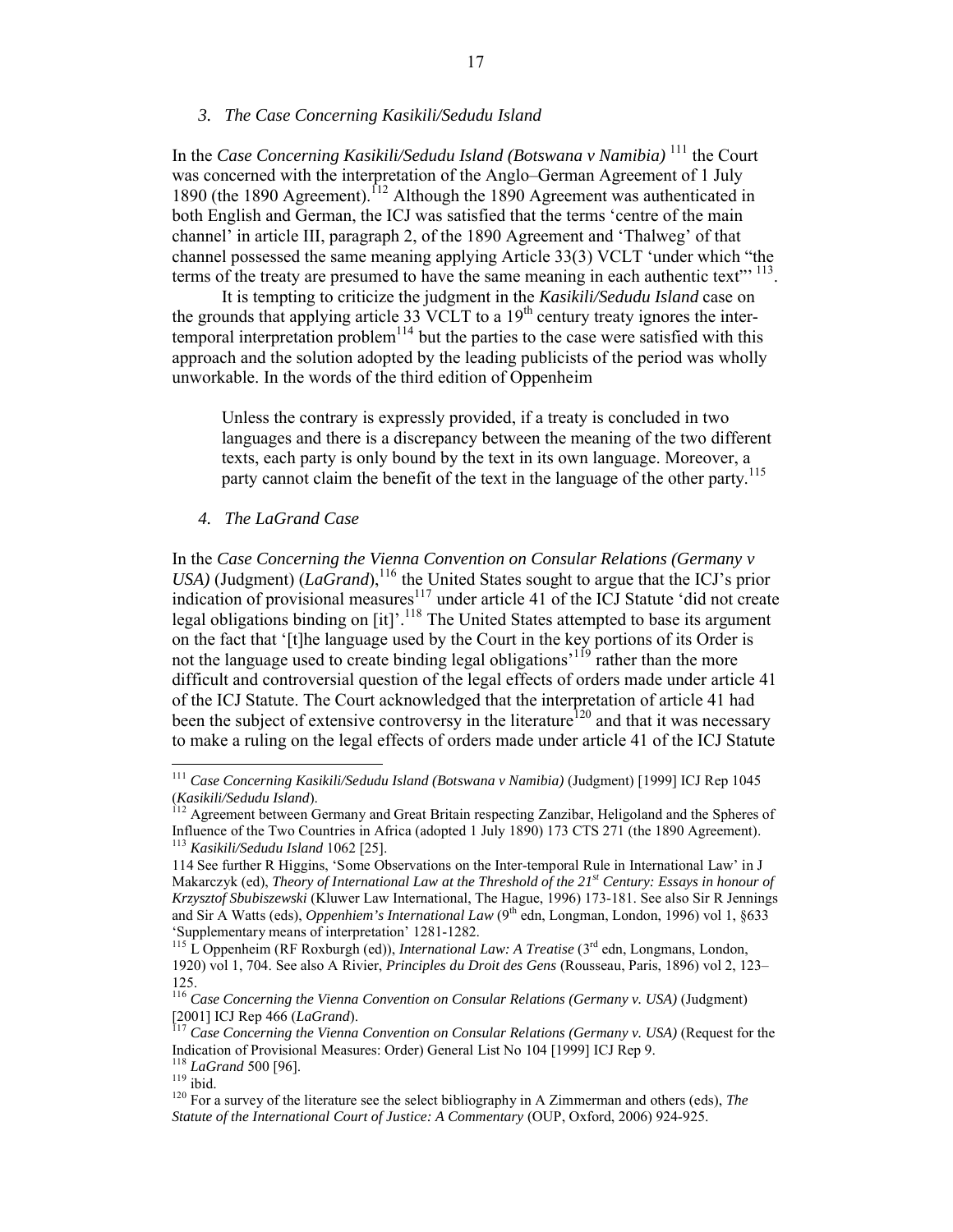### *3. The Case Concerning Kasikili/Sedudu Island*

In the *Case Concerning Kasikili/Sedudu Island (Botswana v Namibia)* [111] the Court was concerned with the interpretation of the Anglo–German Agreement of 1 July 1890 (the 1890 Agreement).[112] Although the 1890 Agreement was authenticated in both English and German, the ICJ was satisfied that the terms 'centre of the main channel' in article III, paragraph 2, of the 1890 Agreement and 'Thalweg' of that channel possessed the same meaning applying Article 33(3) VCLT 'under which "the terms of the treaty are presumed to have the same meaning in each authentic text"' [113].

It is tempting to criticize the judgment in the *Kasikili/Sedudu Island* case on the grounds that applying article 33 VCLT to a 19th century treaty ignores the inter-temporal interpretation problem[114] but the parties to the case were satisfied with this approach and the solution adopted by the leading publicists of the period was wholly unworkable. In the words of the third edition of Oppenheim

> Unless the contrary is expressly provided, if a treaty is concluded in two languages and there is a discrepancy between the meaning of the two different texts, each party is only bound by the text in its own language. Moreover, a party cannot claim the benefit of the text in the language of the other party.[115]

### *4. The LaGrand Case*

In the *Case Concerning the Vienna Convention on Consular Relations (Germany v USA)* (Judgment) (*LaGrand*),[116] the United States sought to argue that the ICJ's prior indication of provisional measures[117] under article 41 of the ICJ Statute 'did not create legal obligations binding on [it]'.[118] The United States attempted to base its argument on the fact that '[t]he language used by the Court in the key portions of its Order is not the language used to create binding legal obligations'[119] rather than the more difficult and controversial question of the legal effects of orders made under article 41 of the ICJ Statute. The Court acknowledged that the interpretation of article 41 had been the subject of extensive controversy in the literature[120] and that it was necessary to make a ruling on the legal effects of orders made under article 41 of the ICJ Statute

---

[111] *Case Concerning Kasikili/Sedudu Island (Botswana v Namibia)* (Judgment) [1999] ICJ Rep 1045 (*Kasikili/Sedudu Island*).

[112] Agreement between Germany and Great Britain respecting Zanzibar, Heligoland and the Spheres of Influence of the Two Countries in Africa (adopted 1 July 1890) 173 CTS 271 (the 1890 Agreement).

[113] *Kasikili/Sedudu Island* 1062 [25].

114 See further R Higgins, 'Some Observations on the Inter-temporal Rule in International Law' in J Makarczyk (ed), *Theory of International Law at the Threshold of the 21st Century: Essays in honour of Krzysztof Sbubiszewski* (Kluwer Law International, The Hague, 1996) 173-181. See also Sir R Jennings and Sir A Watts (eds), *Oppenhiem's International Law* (9th edn, Longman, London, 1996) vol 1, §633 'Supplementary means of interpretation' 1281-1282.

[115] L Oppenheim (RF Roxburgh (ed)), *International Law: A Treatise* (3rd edn, Longmans, London, 1920) vol 1, 704. See also A Rivier, *Principles du Droit des Gens* (Rousseau, Paris, 1896) vol 2, 123–125.

[116] *Case Concerning the Vienna Convention on Consular Relations (Germany v. USA)* (Judgment) [2001] ICJ Rep 466 (*LaGrand*).

[117] *Case Concerning the Vienna Convention on Consular Relations (Germany v. USA)* (Request for the Indication of Provisional Measures: Order) General List No 104 [1999] ICJ Rep 9.

[118] *LaGrand* 500 [96].

[119] ibid.

[120] For a survey of the literature see the select bibliography in A Zimmerman and others (eds), *The Statute of the International Court of Justice: A Commentary* (OUP, Oxford, 2006) 924-925.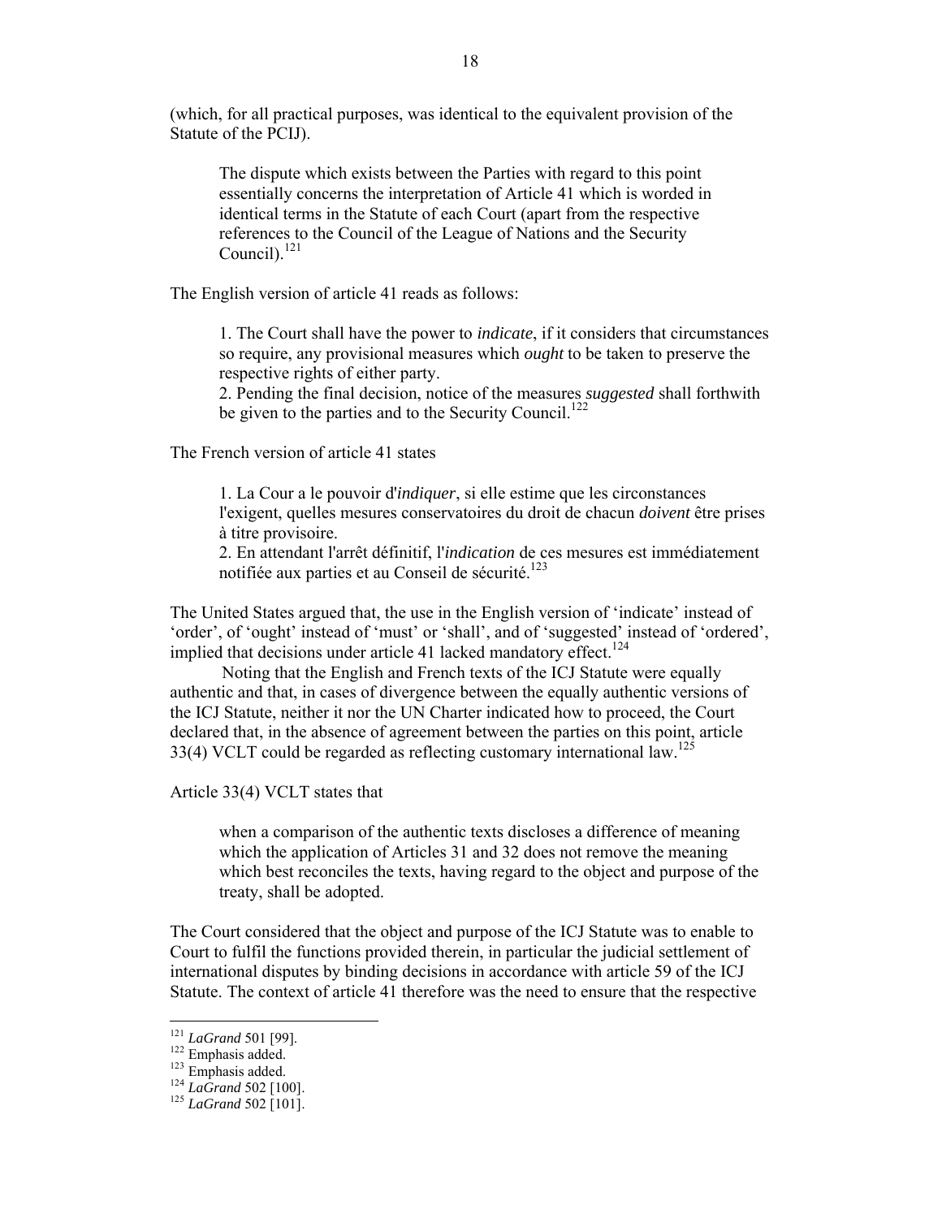(which, for all practical purposes, was identical to the equivalent provision of the Statute of the PCIJ).

> The dispute which exists between the Parties with regard to this point essentially concerns the interpretation of Article 41 which is worded in identical terms in the Statute of each Court (apart from the respective references to the Council of the League of Nations and the Security Council).[121]

The English version of article 41 reads as follows:

> 1. The Court shall have the power to *indicate*, if it considers that circumstances so require, any provisional measures which *ought* to be taken to preserve the respective rights of either party.
> 2. Pending the final decision, notice of the measures *suggested* shall forthwith be given to the parties and to the Security Council.[122]

The French version of article 41 states

> 1. La Cour a le pouvoir d'*indiquer*, si elle estime que les circonstances l'exigent, quelles mesures conservatoires du droit de chacun *doivent* être prises à titre provisoire.
> 2. En attendant l'arrêt définitif, l'*indication* de ces mesures est immédiatement notifiée aux parties et au Conseil de sécurité.[123]

The United States argued that, the use in the English version of 'indicate' instead of 'order', of 'ought' instead of 'must' or 'shall', and of 'suggested' instead of 'ordered', implied that decisions under article 41 lacked mandatory effect.[124]

Noting that the English and French texts of the ICJ Statute were equally authentic and that, in cases of divergence between the equally authentic versions of the ICJ Statute, neither it nor the UN Charter indicated how to proceed, the Court declared that, in the absence of agreement between the parties on this point, article 33(4) VCLT could be regarded as reflecting customary international law.[125]

Article 33(4) VCLT states that

> when a comparison of the authentic texts discloses a difference of meaning which the application of Articles 31 and 32 does not remove the meaning which best reconciles the texts, having regard to the object and purpose of the treaty, shall be adopted.

The Court considered that the object and purpose of the ICJ Statute was to enable to Court to fulfil the functions provided therein, in particular the judicial settlement of international disputes by binding decisions in accordance with article 59 of the ICJ Statute. The context of article 41 therefore was the need to ensure that the respective

---

[121] *LaGrand* 501 [99].
[122] Emphasis added.
[123] Emphasis added.
[124] *LaGrand* 502 [100].
[125] *LaGrand* 502 [101].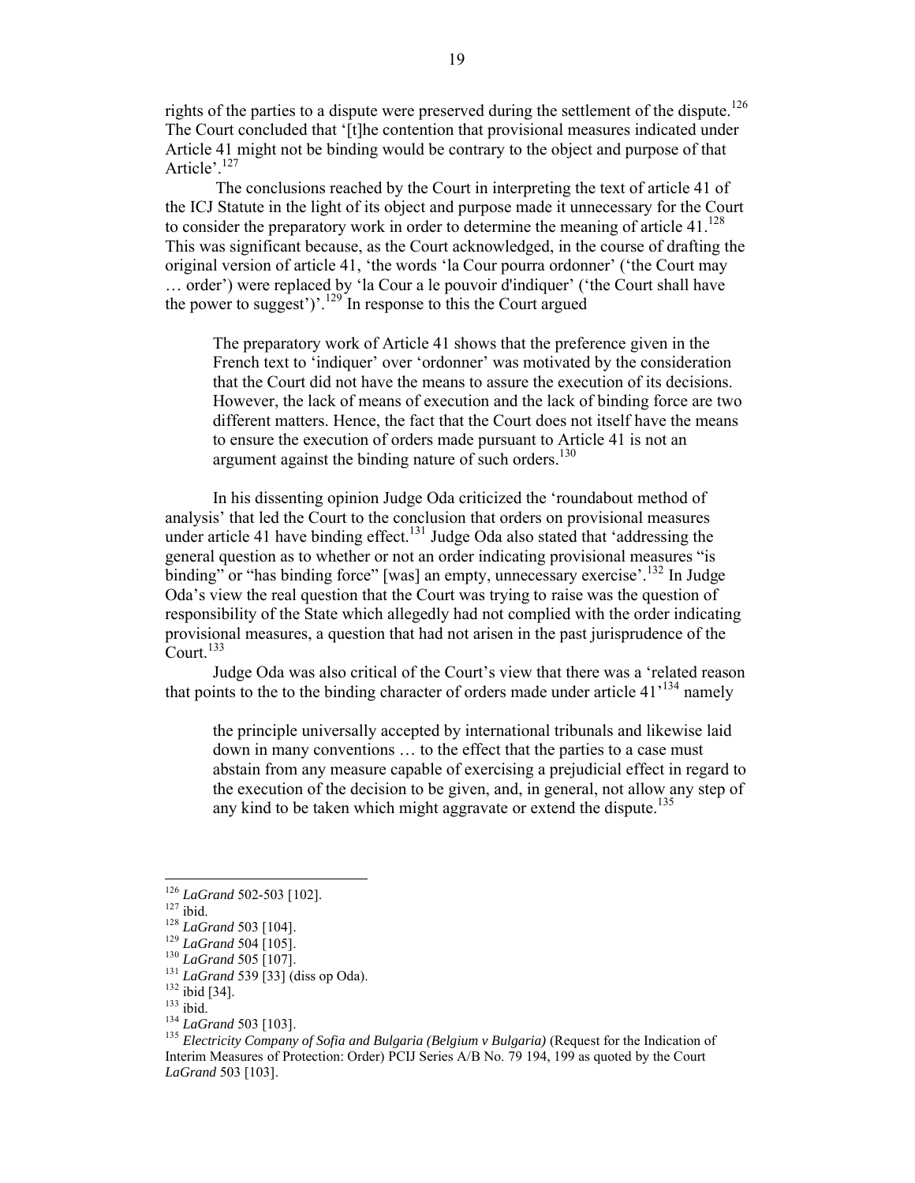rights of the parties to a dispute were preserved during the settlement of the dispute.[126] The Court concluded that '[t]he contention that provisional measures indicated under Article 41 might not be binding would be contrary to the object and purpose of that Article'.[127]

The conclusions reached by the Court in interpreting the text of article 41 of the ICJ Statute in the light of its object and purpose made it unnecessary for the Court to consider the preparatory work in order to determine the meaning of article 41.[128] This was significant because, as the Court acknowledged, in the course of drafting the original version of article 41, 'the words 'la Cour pourra ordonner' ('the Court may … order') were replaced by 'la Cour a le pouvoir d'indiquer' ('the Court shall have the power to suggest')'.[129] In response to this the Court argued

> The preparatory work of Article 41 shows that the preference given in the French text to 'indiquer' over 'ordonner' was motivated by the consideration that the Court did not have the means to assure the execution of its decisions. However, the lack of means of execution and the lack of binding force are two different matters. Hence, the fact that the Court does not itself have the means to ensure the execution of orders made pursuant to Article 41 is not an argument against the binding nature of such orders.[130]

In his dissenting opinion Judge Oda criticized the 'roundabout method of analysis' that led the Court to the conclusion that orders on provisional measures under article 41 have binding effect.[131] Judge Oda also stated that 'addressing the general question as to whether or not an order indicating provisional measures "is binding" or "has binding force" [was] an empty, unnecessary exercise'.[132] In Judge Oda's view the real question that the Court was trying to raise was the question of responsibility of the State which allegedly had not complied with the order indicating provisional measures, a question that had not arisen in the past jurisprudence of the Court.[133]

Judge Oda was also critical of the Court's view that there was a 'related reason that points to the to the binding character of orders made under article 41'[134] namely

> the principle universally accepted by international tribunals and likewise laid down in many conventions … to the effect that the parties to a case must abstain from any measure capable of exercising a prejudicial effect in regard to the execution of the decision to be given, and, in general, not allow any step of any kind to be taken which might aggravate or extend the dispute.[135]

---

[126] *LaGrand* 502-503 [102].
[127] ibid.
[128] *LaGrand* 503 [104].
[129] *LaGrand* 504 [105].
[130] *LaGrand* 505 [107].
[131] *LaGrand* 539 [33] (diss op Oda).
[132] ibid [34].
[133] ibid.
[134] *LaGrand* 503 [103].
[135] *Electricity Company of Sofia and Bulgaria (Belgium v Bulgaria)* (Request for the Indication of Interim Measures of Protection: Order) PCIJ Series A/B No. 79 194, 199 as quoted by the Court *LaGrand* 503 [103].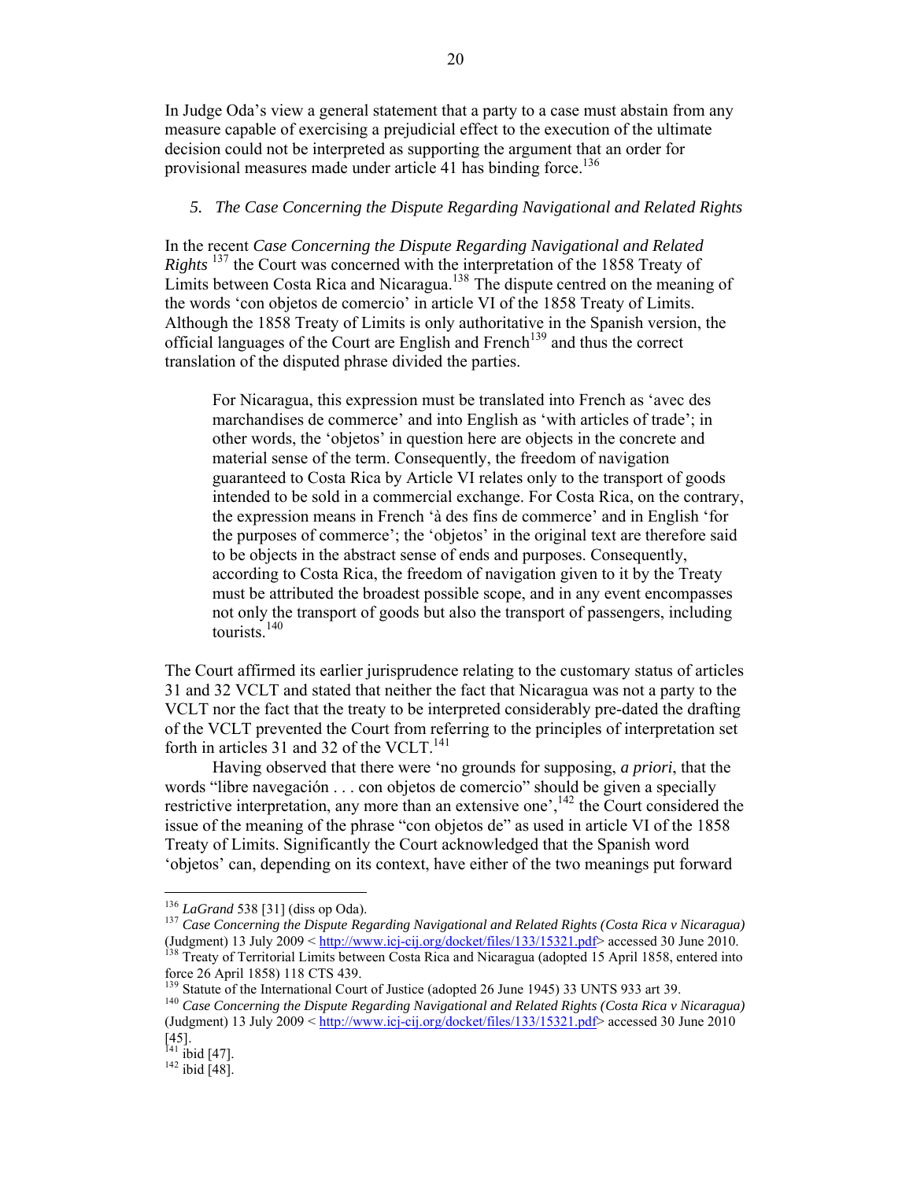In Judge Oda's view a general statement that a party to a case must abstain from any measure capable of exercising a prejudicial effect to the execution of the ultimate decision could not be interpreted as supporting the argument that an order for provisional measures made under article 41 has binding force.[136]

### *5. The Case Concerning the Dispute Regarding Navigational and Related Rights*

In the recent *Case Concerning the Dispute Regarding Navigational and Related Rights* [137] the Court was concerned with the interpretation of the 1858 Treaty of Limits between Costa Rica and Nicaragua.[138] The dispute centred on the meaning of the words 'con objetos de comercio' in article VI of the 1858 Treaty of Limits. Although the 1858 Treaty of Limits is only authoritative in the Spanish version, the official languages of the Court are English and French[139] and thus the correct translation of the disputed phrase divided the parties.

> For Nicaragua, this expression must be translated into French as 'avec des marchandises de commerce' and into English as 'with articles of trade'; in other words, the 'objetos' in question here are objects in the concrete and material sense of the term. Consequently, the freedom of navigation guaranteed to Costa Rica by Article VI relates only to the transport of goods intended to be sold in a commercial exchange. For Costa Rica, on the contrary, the expression means in French 'à des fins de commerce' and in English 'for the purposes of commerce'; the 'objetos' in the original text are therefore said to be objects in the abstract sense of ends and purposes. Consequently, according to Costa Rica, the freedom of navigation given to it by the Treaty must be attributed the broadest possible scope, and in any event encompasses not only the transport of goods but also the transport of passengers, including tourists.[140]

The Court affirmed its earlier jurisprudence relating to the customary status of articles 31 and 32 VCLT and stated that neither the fact that Nicaragua was not a party to the VCLT nor the fact that the treaty to be interpreted considerably pre-dated the drafting of the VCLT prevented the Court from referring to the principles of interpretation set forth in articles 31 and 32 of the VCLT.[141]

Having observed that there were 'no grounds for supposing, *a priori*, that the words "libre navegación . . . con objetos de comercio" should be given a specially restrictive interpretation, any more than an extensive one',[142] the Court considered the issue of the meaning of the phrase "con objetos de" as used in article VI of the 1858 Treaty of Limits. Significantly the Court acknowledged that the Spanish word 'objetos' can, depending on its context, have either of the two meanings put forward

---

[136] *LaGrand* 538 [31] (diss op Oda).

[137] *Case Concerning the Dispute Regarding Navigational and Related Rights (Costa Rica v Nicaragua)* (Judgment) 13 July 2009 < http://www.icj-cij.org/docket/files/133/15321.pdf> accessed 30 June 2010.

[138] Treaty of Territorial Limits between Costa Rica and Nicaragua (adopted 15 April 1858, entered into force 26 April 1858) 118 CTS 439.

[139] Statute of the International Court of Justice (adopted 26 June 1945) 33 UNTS 933 art 39.

[140] *Case Concerning the Dispute Regarding Navigational and Related Rights (Costa Rica v Nicaragua)* (Judgment) 13 July 2009 < http://www.icj-cij.org/docket/files/133/15321.pdf> accessed 30 June 2010 [45].

[141] ibid [47].

[142] ibid [48].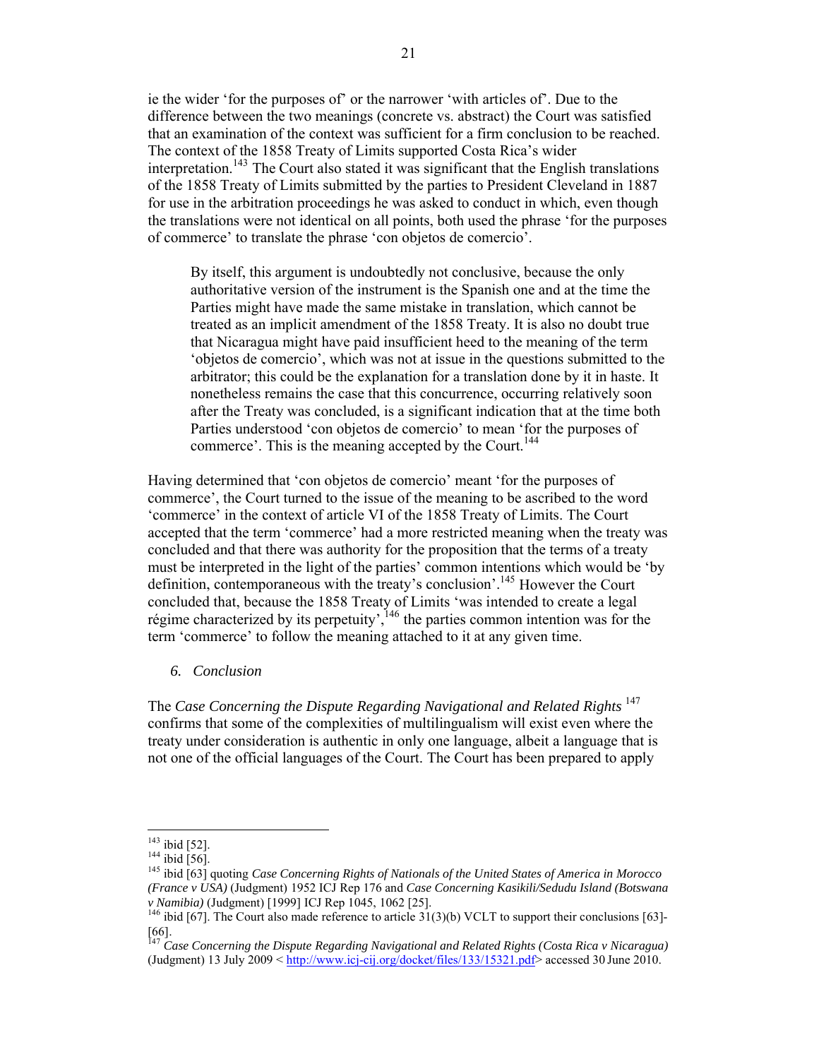ie the wider 'for the purposes of' or the narrower 'with articles of'. Due to the difference between the two meanings (concrete vs. abstract) the Court was satisfied that an examination of the context was sufficient for a firm conclusion to be reached. The context of the 1858 Treaty of Limits supported Costa Rica's wider interpretation.[143] The Court also stated it was significant that the English translations of the 1858 Treaty of Limits submitted by the parties to President Cleveland in 1887 for use in the arbitration proceedings he was asked to conduct in which, even though the translations were not identical on all points, both used the phrase 'for the purposes of commerce' to translate the phrase 'con objetos de comercio'.

> By itself, this argument is undoubtedly not conclusive, because the only authoritative version of the instrument is the Spanish one and at the time the Parties might have made the same mistake in translation, which cannot be treated as an implicit amendment of the 1858 Treaty. It is also no doubt true that Nicaragua might have paid insufficient heed to the meaning of the term 'objetos de comercio', which was not at issue in the questions submitted to the arbitrator; this could be the explanation for a translation done by it in haste. It nonetheless remains the case that this concurrence, occurring relatively soon after the Treaty was concluded, is a significant indication that at the time both Parties understood 'con objetos de comercio' to mean 'for the purposes of commerce'. This is the meaning accepted by the Court.[144]

Having determined that 'con objetos de comercio' meant 'for the purposes of commerce', the Court turned to the issue of the meaning to be ascribed to the word 'commerce' in the context of article VI of the 1858 Treaty of Limits. The Court accepted that the term 'commerce' had a more restricted meaning when the treaty was concluded and that there was authority for the proposition that the terms of a treaty must be interpreted in the light of the parties' common intentions which would be 'by definition, contemporaneous with the treaty's conclusion'.[145] However the Court concluded that, because the 1858 Treaty of Limits 'was intended to create a legal régime characterized by its perpetuity',[146] the parties common intention was for the term 'commerce' to follow the meaning attached to it at any given time.

### *6. Conclusion*

The *Case Concerning the Dispute Regarding Navigational and Related Rights* [147] confirms that some of the complexities of multilingualism will exist even where the treaty under consideration is authentic in only one language, albeit a language that is not one of the official languages of the Court. The Court has been prepared to apply

---

[143] ibid [52].

[144] ibid [56].

[145] ibid [63] quoting *Case Concerning Rights of Nationals of the United States of America in Morocco (France v USA)* (Judgment) 1952 ICJ Rep 176 and *Case Concerning Kasikili/Sedudu Island (Botswana v Namibia)* (Judgment) [1999] ICJ Rep 1045, 1062 [25].

[146] ibid [67]. The Court also made reference to article 31(3)(b) VCLT to support their conclusions [63]-[66].

[147] *Case Concerning the Dispute Regarding Navigational and Related Rights (Costa Rica v Nicaragua)* (Judgment) 13 July 2009 < http://www.icj-cij.org/docket/files/133/15321.pdf> accessed 30 June 2010.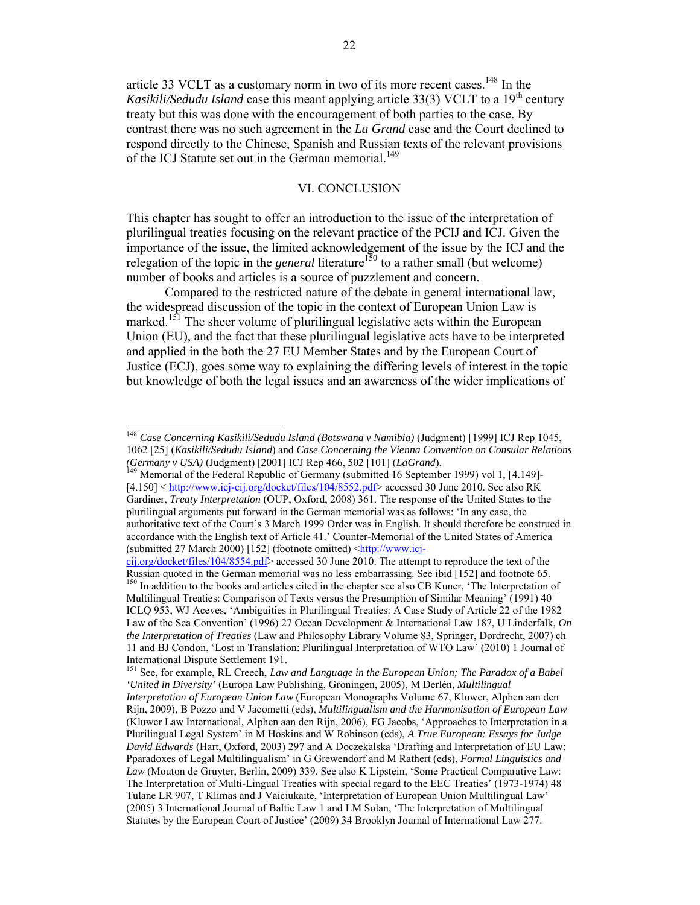article 33 VCLT as a customary norm in two of its more recent cases.[148] In the *Kasikili/Sedudu Island* case this meant applying article 33(3) VCLT to a 19th century treaty but this was done with the encouragement of both parties to the case. By contrast there was no such agreement in the *La Grand* case and the Court declined to respond directly to the Chinese, Spanish and Russian texts of the relevant provisions of the ICJ Statute set out in the German memorial.[149]

## VI. CONCLUSION

This chapter has sought to offer an introduction to the issue of the interpretation of plurilingual treaties focusing on the relevant practice of the PCIJ and ICJ. Given the importance of the issue, the limited acknowledgement of the issue by the ICJ and the relegation of the topic in the *general* literature[150] to a rather small (but welcome) number of books and articles is a source of puzzlement and concern.

Compared to the restricted nature of the debate in general international law, the widespread discussion of the topic in the context of European Union Law is marked.[151] The sheer volume of plurilingual legislative acts within the European Union (EU), and the fact that these plurilingual legislative acts have to be interpreted and applied in the both the 27 EU Member States and by the European Court of Justice (ECJ), goes some way to explaining the differing levels of interest in the topic but knowledge of both the legal issues and an awareness of the wider implications of

---

[148] *Case Concerning Kasikili/Sedudu Island (Botswana v Namibia)* (Judgment) [1999] ICJ Rep 1045, 1062 [25] (*Kasikili/Sedudu Island*) and *Case Concerning the Vienna Convention on Consular Relations (Germany v USA)* (Judgment) [2001] ICJ Rep 466, 502 [101] (*LaGrand*).

[149] Memorial of the Federal Republic of Germany (submitted 16 September 1999) vol 1, [4.149]-[4.150] < http://www.icj-cij.org/docket/files/104/8552.pdf> accessed 30 June 2010. See also RK Gardiner, *Treaty Interpretation* (OUP, Oxford, 2008) 361. The response of the United States to the plurilingual arguments put forward in the German memorial was as follows: 'In any case, the authoritative text of the Court's 3 March 1999 Order was in English. It should therefore be construed in accordance with the English text of Article 41.' Counter-Memorial of the United States of America (submitted 27 March 2000) [152] (footnote omitted) <http://www.icj-cij.org/docket/files/104/8554.pdf> accessed 30 June 2010. The attempt to reproduce the text of the Russian quoted in the German memorial was no less embarrassing. See ibid [152] and footnote 65.

[150] In addition to the books and articles cited in the chapter see also CB Kuner, 'The Interpretation of Multilingual Treaties: Comparison of Texts versus the Presumption of Similar Meaning' (1991) 40 ICLQ 953, WJ Aceves, 'Ambiguities in Plurilingual Treaties: A Case Study of Article 22 of the 1982 Law of the Sea Convention' (1996) 27 Ocean Development & International Law 187, U Linderfalk, *On the Interpretation of Treaties* (Law and Philosophy Library Volume 83, Springer, Dordrecht, 2007) ch 11 and BJ Condon, 'Lost in Translation: Plurilingual Interpretation of WTO Law' (2010) 1 Journal of International Dispute Settlement 191.

[151] See, for example, RL Creech, *Law and Language in the European Union; The Paradox of a Babel 'United in Diversity'* (Europa Law Publishing, Groningen, 2005), M Derlén, *Multilingual Interpretation of European Union Law* (European Monographs Volume 67, Kluwer, Alphen aan den Rijn, 2009), B Pozzo and V Jacometti (eds), *Multilingualism and the Harmonisation of European Law* (Kluwer Law International, Alphen aan den Rijn, 2006), FG Jacobs, 'Approaches to Interpretation in a Plurilingual Legal System' in M Hoskins and W Robinson (eds), *A True European: Essays for Judge David Edwards* (Hart, Oxford, 2003) 297 and A Doczekalska 'Drafting and Interpretation of EU Law: Pparadoxes of Legal Multilingualism' in G Grewendorf and M Rathert (eds), *Formal Linguistics and Law* (Mouton de Gruyter, Berlin, 2009) 339. See also K Lipstein, 'Some Practical Comparative Law: The Interpretation of Multi-Lingual Treaties with special regard to the EEC Treaties' (1973-1974) 48 Tulane LR 907, T Klimas and J Vaiciukaite, 'Interpretation of European Union Multilingual Law' (2005) 3 International Journal of Baltic Law 1 and LM Solan, 'The Interpretation of Multilingual Statutes by the European Court of Justice' (2009) 34 Brooklyn Journal of International Law 277.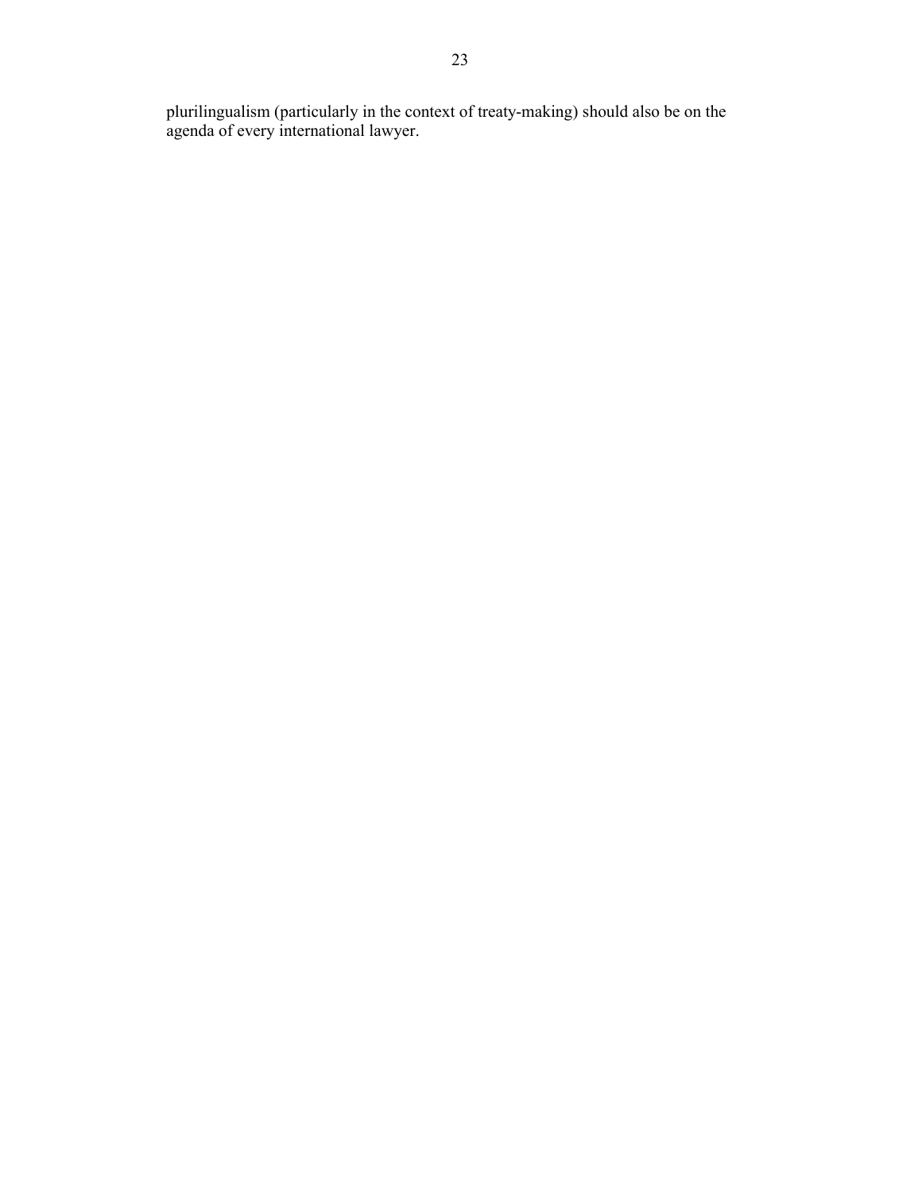plurilingualism (particularly in the context of treaty-making) should also be on the agenda of every international lawyer.